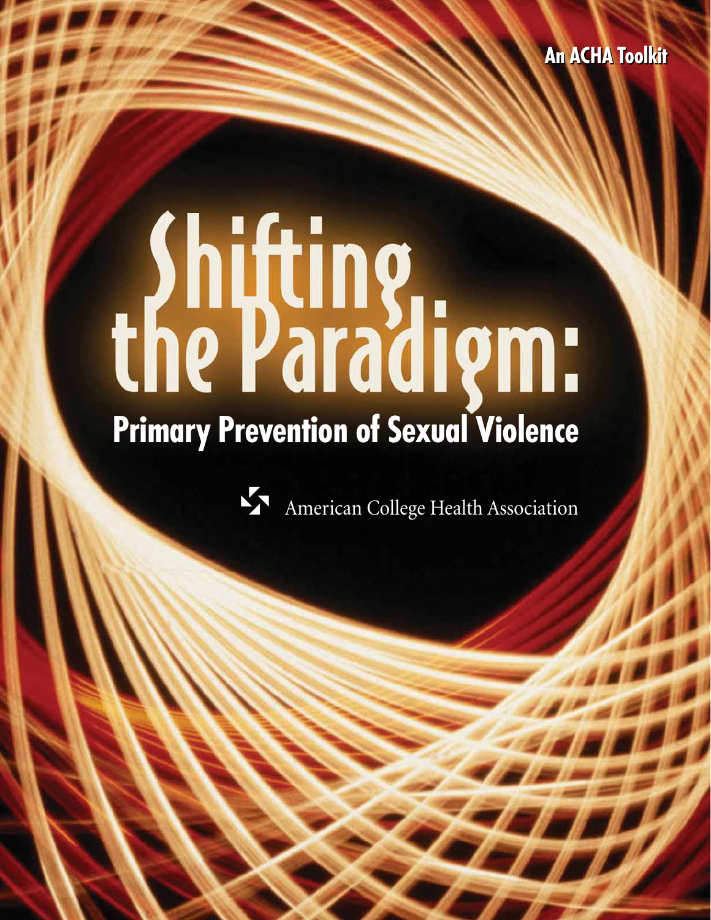An ACHA Toolkit

# Shifting the Paradigm:

## Primary Prevention of Sexual Violence

American College Health Association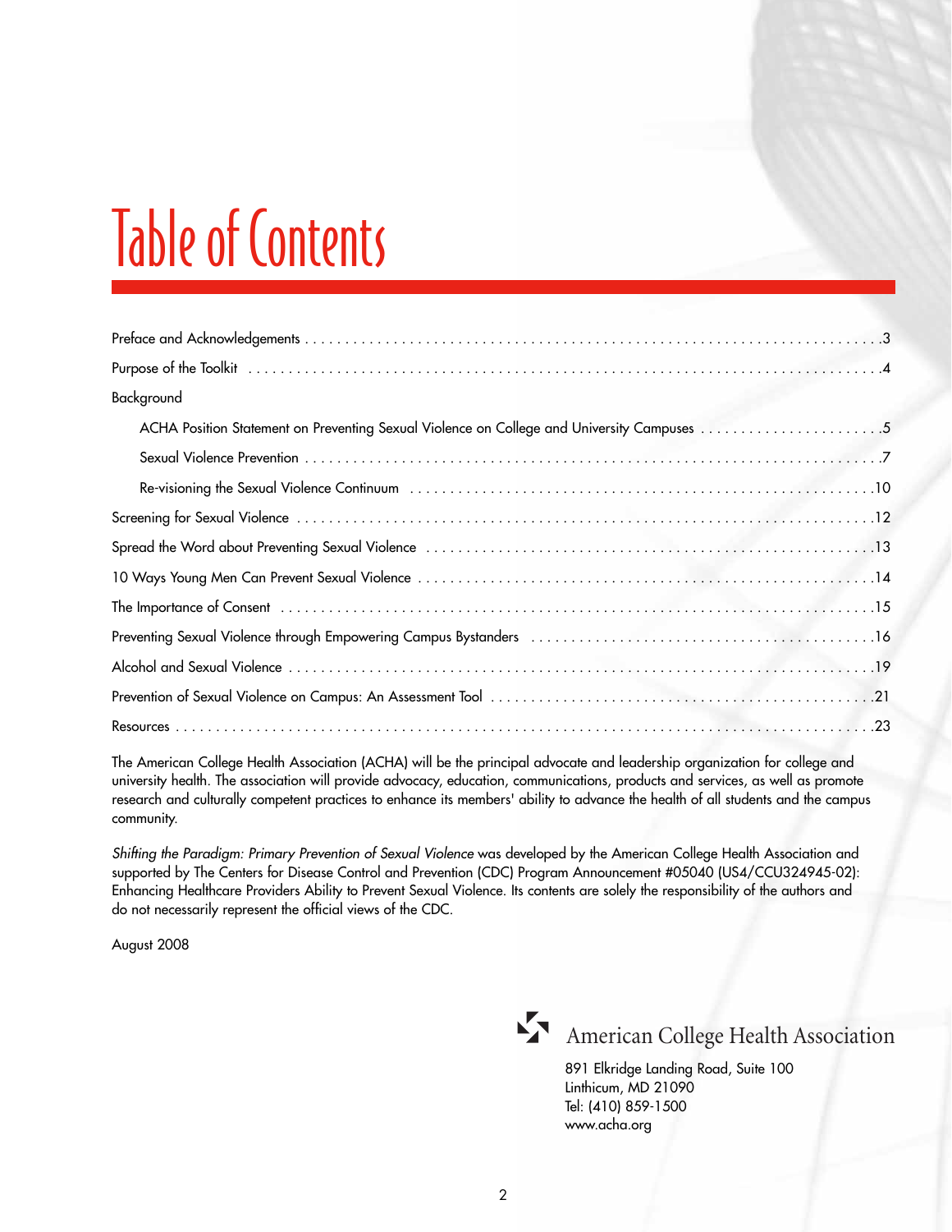# Table of Contents

Preface and Acknowledgements . . . . . . . . . . . . . . . . . . . . . . . . . . . . . . . . . . . . . . . . . . . . . . . . . . . . . . . . . . . . . . . . . . .3

Purpose of the Toolkit . . . . . . . . . . . . . . . . . . . . . . . . . . . . . . . . . . . . . . . . . . . . . . . . . . . . . . . . . . . . . . . . . . . . . . . . . .4

Background

- ACHA Position Statement on Preventing Sexual Violence on College and University Campuses . . . . . . . . . . . . . . . . . . . . . . .5
- Sexual Violence Prevention . . . . . . . . . . . . . . . . . . . . . . . . . . . . . . . . . . . . . . . . . . . . . . . . . . . . . . . . . . . . . . . . . . . .7
- Re-visioning the Sexual Violence Continuum . . . . . . . . . . . . . . . . . . . . . . . . . . . . . . . . . . . . . . . . . . . . . . . . . . . . . .10

Screening for Sexual Violence . . . . . . . . . . . . . . . . . . . . . . . . . . . . . . . . . . . . . . . . . . . . . . . . . . . . . . . . . . . . . . . . . . .12

Spread the Word about Preventing Sexual Violence . . . . . . . . . . . . . . . . . . . . . . . . . . . . . . . . . . . . . . . . . . . . . . . . . . . .13

10 Ways Young Men Can Prevent Sexual Violence . . . . . . . . . . . . . . . . . . . . . . . . . . . . . . . . . . . . . . . . . . . . . . . . . . . . .14

The Importance of Consent . . . . . . . . . . . . . . . . . . . . . . . . . . . . . . . . . . . . . . . . . . . . . . . . . . . . . . . . . . . . . . . . . . . . .15

Preventing Sexual Violence through Empowering Campus Bystanders . . . . . . . . . . . . . . . . . . . . . . . . . . . . . . . . . . . . . . . . .16

Alcohol and Sexual Violence . . . . . . . . . . . . . . . . . . . . . . . . . . . . . . . . . . . . . . . . . . . . . . . . . . . . . . . . . . . . . . . . . . . .19

Prevention of Sexual Violence on Campus: An Assessment Tool . . . . . . . . . . . . . . . . . . . . . . . . . . . . . . . . . . . . . . . . . . . . .21

Resources . . . . . . . . . . . . . . . . . . . . . . . . . . . . . . . . . . . . . . . . . . . . . . . . . . . . . . . . . . . . . . . . . . . . . . . . . . . . . . . . .23

The American College Health Association (ACHA) will be the principal advocate and leadership organization for college and university health. The association will provide advocacy, education, communications, products and services, as well as promote research and culturally competent practices to enhance its members' ability to advance the health of all students and the campus community.

*Shifting the Paradigm: Primary Prevention of Sexual Violence* was developed by the American College Health Association and supported by The Centers for Disease Control and Prevention (CDC) Program Announcement #05040 (US4/CCU324945-02): Enhancing Healthcare Providers Ability to Prevent Sexual Violence. Its contents are solely the responsibility of the authors and do not necessarily represent the official views of the CDC.

August 2008

American College Health Association

891 Elkridge Landing Road, Suite 100
Linthicum, MD 21090
Tel: (410) 859-1500
www.acha.org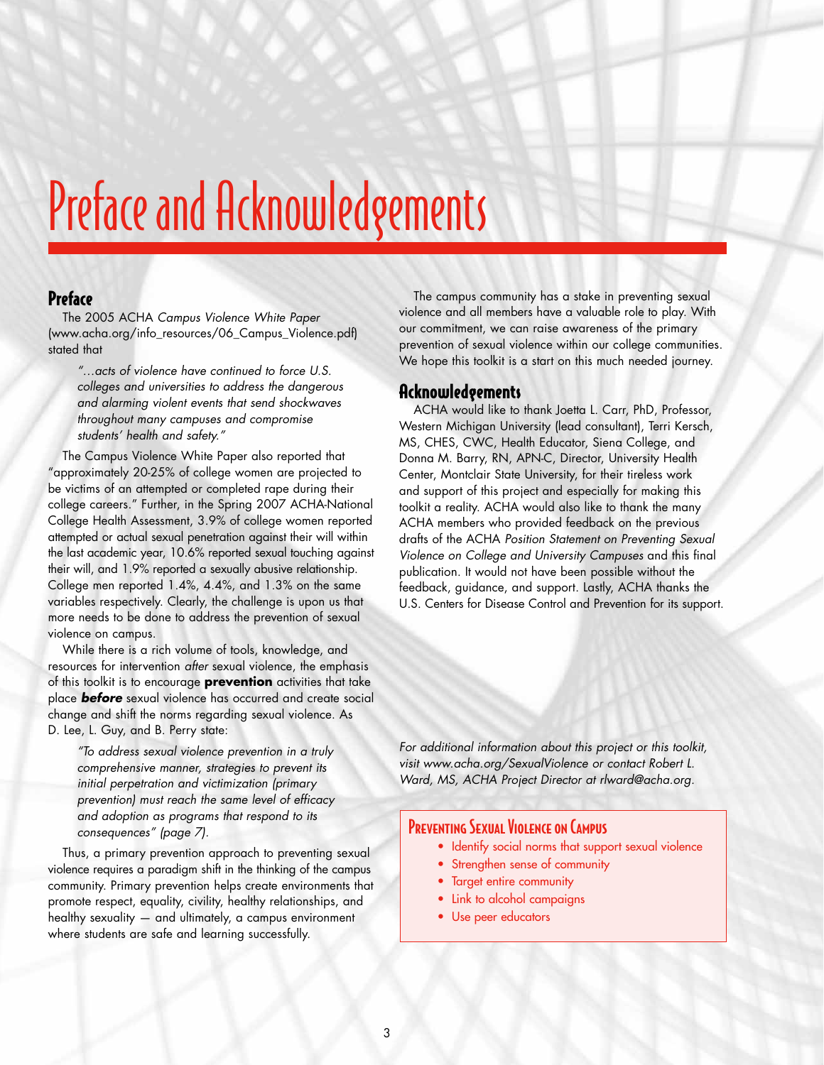# Preface and Acknowledgements

## Preface

The 2005 ACHA *Campus Violence White Paper* (www.acha.org/info_resources/06_Campus_Violence.pdf) stated that

> *"...acts of violence have continued to force U.S. colleges and universities to address the dangerous and alarming violent events that send shockwaves throughout many campuses and compromise students' health and safety."*

The Campus Violence White Paper also reported that "approximately 20-25% of college women are projected to be victims of an attempted or completed rape during their college careers." Further, in the Spring 2007 ACHA-National College Health Assessment, 3.9% of college women reported attempted or actual sexual penetration against their will within the last academic year, 10.6% reported sexual touching against their will, and 1.9% reported a sexually abusive relationship. College men reported 1.4%, 4.4%, and 1.3% on the same variables respectively. Clearly, the challenge is upon us that more needs to be done to address the prevention of sexual violence on campus.

While there is a rich volume of tools, knowledge, and resources for intervention *after* sexual violence, the emphasis of this toolkit is to encourage **prevention** activities that take place ***before*** sexual violence has occurred and create social change and shift the norms regarding sexual violence. As D. Lee, L. Guy, and B. Perry state:

> *"To address sexual violence prevention in a truly comprehensive manner, strategies to prevent its initial perpetration and victimization (primary prevention) must reach the same level of efficacy and adoption as programs that respond to its consequences" (page 7).*

Thus, a primary prevention approach to preventing sexual violence requires a paradigm shift in the thinking of the campus community. Primary prevention helps create environments that promote respect, equality, civility, healthy relationships, and healthy sexuality — and ultimately, a campus environment where students are safe and learning successfully.

The campus community has a stake in preventing sexual violence and all members have a valuable role to play. With our commitment, we can raise awareness of the primary prevention of sexual violence within our college communities. We hope this toolkit is a start on this much needed journey.

## Acknowledgements

ACHA would like to thank Joetta L. Carr, PhD, Professor, Western Michigan University (lead consultant), Terri Kersch, MS, CHES, CWC, Health Educator, Siena College, and Donna M. Barry, RN, APN-C, Director, University Health Center, Montclair State University, for their tireless work and support of this project and especially for making this toolkit a reality. ACHA would also like to thank the many ACHA members who provided feedback on the previous drafts of the ACHA *Position Statement on Preventing Sexual Violence on College and University Campuses* and this final publication. It would not have been possible without the feedback, guidance, and support. Lastly, ACHA thanks the U.S. Centers for Disease Control and Prevention for its support.

*For additional information about this project or this toolkit, visit www.acha.org/SexualViolence or contact Robert L. Ward, MS, ACHA Project Director at rlward@acha.org.*

### Preventing Sexual Violence on Campus

- Identify social norms that support sexual violence
- Strengthen sense of community
- Target entire community
- Link to alcohol campaigns
- Use peer educators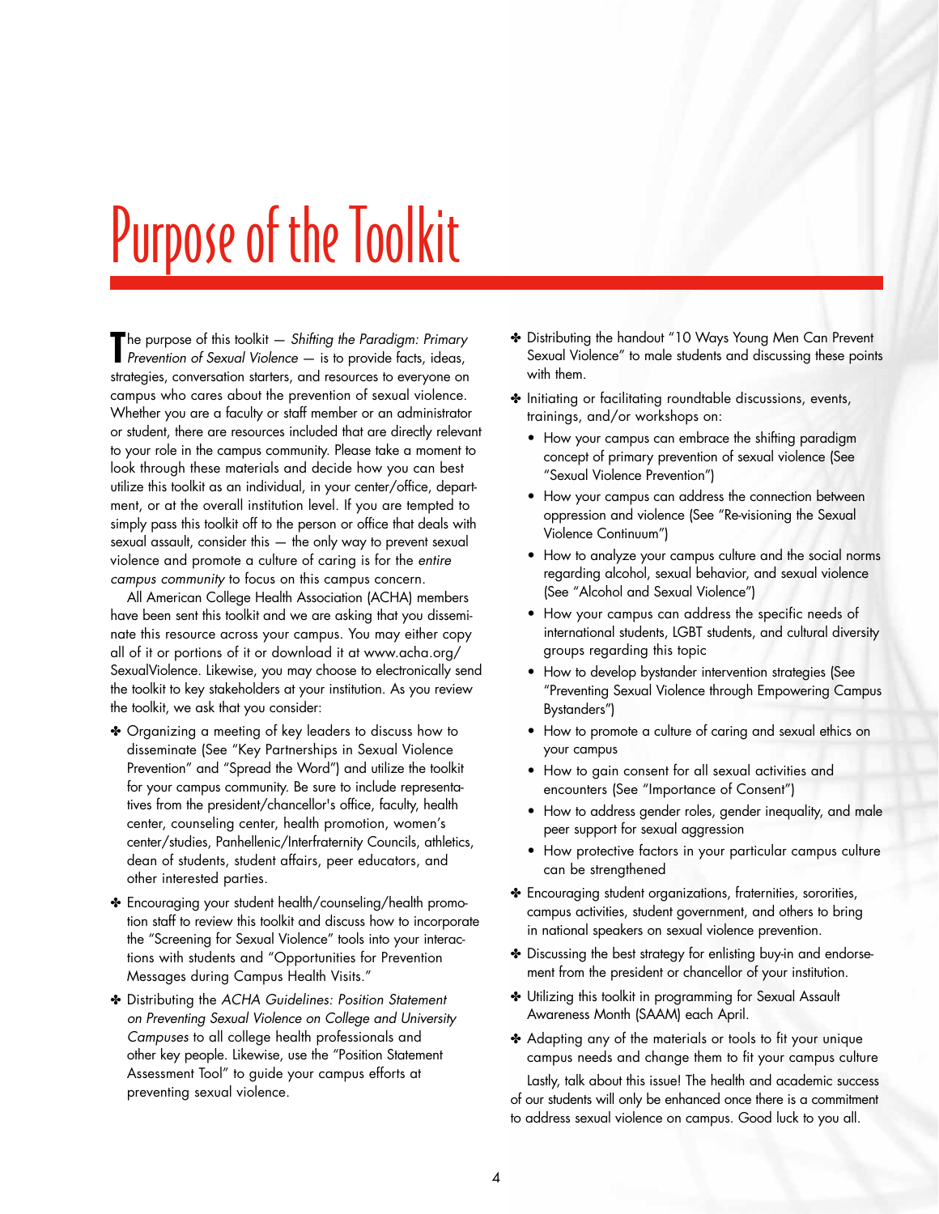# Purpose of the Toolkit

The purpose of this toolkit — *Shifting the Paradigm: Primary Prevention of Sexual Violence* — is to provide facts, ideas, strategies, conversation starters, and resources to everyone on campus who cares about the prevention of sexual violence. Whether you are a faculty or staff member or an administrator or student, there are resources included that are directly relevant to your role in the campus community. Please take a moment to look through these materials and decide how you can best utilize this toolkit as an individual, in your center/office, department, or at the overall institution level. If you are tempted to simply pass this toolkit off to the person or office that deals with sexual assault, consider this — the only way to prevent sexual violence and promote a culture of caring is for the *entire campus community* to focus on this campus concern.

All American College Health Association (ACHA) members have been sent this toolkit and we are asking that you disseminate this resource across your campus. You may either copy all of it or portions of it or download it at www.acha.org/SexualViolence. Likewise, you may choose to electronically send the toolkit to key stakeholders at your institution. As you review the toolkit, we ask that you consider:

- Organizing a meeting of key leaders to discuss how to disseminate (See "Key Partnerships in Sexual Violence Prevention" and "Spread the Word") and utilize the toolkit for your campus community. Be sure to include representatives from the president/chancellor's office, faculty, health center, counseling center, health promotion, women's center/studies, Panhellenic/Interfraternity Councils, athletics, dean of students, student affairs, peer educators, and other interested parties.
- Encouraging your student health/counseling/health promotion staff to review this toolkit and discuss how to incorporate the "Screening for Sexual Violence" tools into your interactions with students and "Opportunities for Prevention Messages during Campus Health Visits."
- Distributing the *ACHA Guidelines: Position Statement on Preventing Sexual Violence on College and University Campuses* to all college health professionals and other key people. Likewise, use the "Position Statement Assessment Tool" to guide your campus efforts at preventing sexual violence.
- Distributing the handout "10 Ways Young Men Can Prevent Sexual Violence" to male students and discussing these points with them.
- Initiating or facilitating roundtable discussions, events, trainings, and/or workshops on:
  - How your campus can embrace the shifting paradigm concept of primary prevention of sexual violence (See "Sexual Violence Prevention")
  - How your campus can address the connection between oppression and violence (See "Re-visioning the Sexual Violence Continuum")
  - How to analyze your campus culture and the social norms regarding alcohol, sexual behavior, and sexual violence (See "Alcohol and Sexual Violence")
  - How your campus can address the specific needs of international students, LGBT students, and cultural diversity groups regarding this topic
  - How to develop bystander intervention strategies (See "Preventing Sexual Violence through Empowering Campus Bystanders")
  - How to promote a culture of caring and sexual ethics on your campus
  - How to gain consent for all sexual activities and encounters (See "Importance of Consent")
  - How to address gender roles, gender inequality, and male peer support for sexual aggression
  - How protective factors in your particular campus culture can be strengthened
- Encouraging student organizations, fraternities, sororities, campus activities, student government, and others to bring in national speakers on sexual violence prevention.
- Discussing the best strategy for enlisting buy-in and endorsement from the president or chancellor of your institution.
- Utilizing this toolkit in programming for Sexual Assault Awareness Month (SAAM) each April.
- Adapting any of the materials or tools to fit your unique campus needs and change them to fit your campus culture

Lastly, talk about this issue! The health and academic success of our students will only be enhanced once there is a commitment to address sexual violence on campus. Good luck to you all.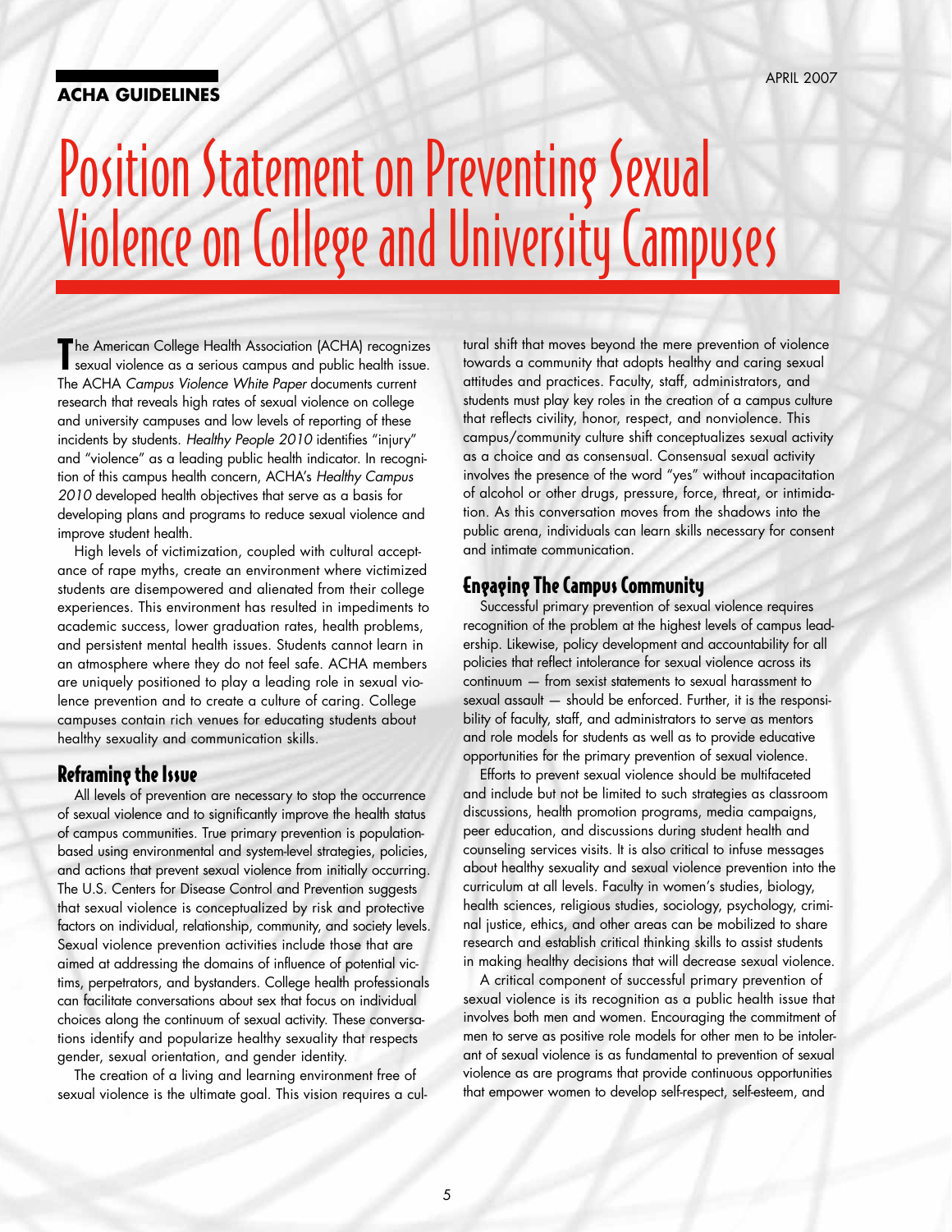**ACHA GUIDELINES**

APRIL 2007

# Position Statement on Preventing Sexual Violence on College and University Campuses

The American College Health Association (ACHA) recognizes sexual violence as a serious campus and public health issue. The ACHA *Campus Violence White Paper* documents current research that reveals high rates of sexual violence on college and university campuses and low levels of reporting of these incidents by students. *Healthy People 2010* identifies "injury" and "violence" as a leading public health indicator. In recognition of this campus health concern, ACHA's *Healthy Campus 2010* developed health objectives that serve as a basis for developing plans and programs to reduce sexual violence and improve student health.

High levels of victimization, coupled with cultural acceptance of rape myths, create an environment where victimized students are disempowered and alienated from their college experiences. This environment has resulted in impediments to academic success, lower graduation rates, health problems, and persistent mental health issues. Students cannot learn in an atmosphere where they do not feel safe. ACHA members are uniquely positioned to play a leading role in sexual violence prevention and to create a culture of caring. College campuses contain rich venues for educating students about healthy sexuality and communication skills.

## Reframing the Issue

All levels of prevention are necessary to stop the occurrence of sexual violence and to significantly improve the health status of campus communities. True primary prevention is population-based using environmental and system-level strategies, policies, and actions that prevent sexual violence from initially occurring. The U.S. Centers for Disease Control and Prevention suggests that sexual violence is conceptualized by risk and protective factors on individual, relationship, community, and society levels. Sexual violence prevention activities include those that are aimed at addressing the domains of influence of potential victims, perpetrators, and bystanders. College health professionals can facilitate conversations about sex that focus on individual choices along the continuum of sexual activity. These conversations identify and popularize healthy sexuality that respects gender, sexual orientation, and gender identity.

The creation of a living and learning environment free of sexual violence is the ultimate goal. This vision requires a cultural shift that moves beyond the mere prevention of violence towards a community that adopts healthy and caring sexual attitudes and practices. Faculty, staff, administrators, and students must play key roles in the creation of a campus culture that reflects civility, honor, respect, and nonviolence. This campus/community culture shift conceptualizes sexual activity as a choice and as consensual. Consensual sexual activity involves the presence of the word "yes" without incapacitation of alcohol or other drugs, pressure, force, threat, or intimidation. As this conversation moves from the shadows into the public arena, individuals can learn skills necessary for consent and intimate communication.

## Engaging The Campus Community

Successful primary prevention of sexual violence requires recognition of the problem at the highest levels of campus leadership. Likewise, policy development and accountability for all policies that reflect intolerance for sexual violence across its continuum — from sexist statements to sexual harassment to sexual assault — should be enforced. Further, it is the responsibility of faculty, staff, and administrators to serve as mentors and role models for students as well as to provide educative opportunities for the primary prevention of sexual violence.

Efforts to prevent sexual violence should be multifaceted and include but not be limited to such strategies as classroom discussions, health promotion programs, media campaigns, peer education, and discussions during student health and counseling services visits. It is also critical to infuse messages about healthy sexuality and sexual violence prevention into the curriculum at all levels. Faculty in women's studies, biology, health sciences, religious studies, sociology, psychology, criminal justice, ethics, and other areas can be mobilized to share research and establish critical thinking skills to assist students in making healthy decisions that will decrease sexual violence.

A critical component of successful primary prevention of sexual violence is its recognition as a public health issue that involves both men and women. Encouraging the commitment of men to serve as positive role models for other men to be intolerant of sexual violence is as fundamental to prevention of sexual violence as are programs that provide continuous opportunities that empower women to develop self-respect, self-esteem, and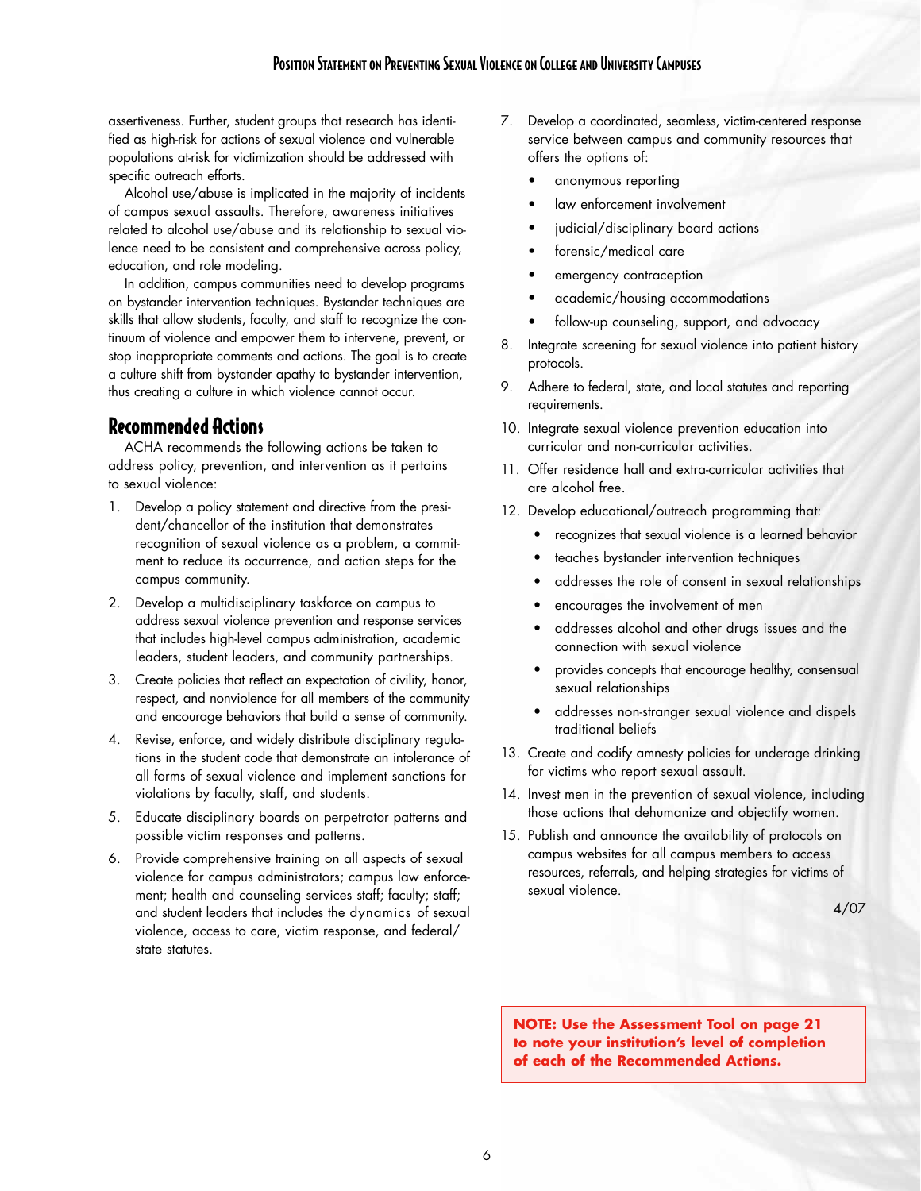assertiveness. Further, student groups that research has identified as high-risk for actions of sexual violence and vulnerable populations at-risk for victimization should be addressed with specific outreach efforts.

Alcohol use/abuse is implicated in the majority of incidents of campus sexual assaults. Therefore, awareness initiatives related to alcohol use/abuse and its relationship to sexual violence need to be consistent and comprehensive across policy, education, and role modeling.

In addition, campus communities need to develop programs on bystander intervention techniques. Bystander techniques are skills that allow students, faculty, and staff to recognize the continuum of violence and empower them to intervene, prevent, or stop inappropriate comments and actions. The goal is to create a culture shift from bystander apathy to bystander intervention, thus creating a culture in which violence cannot occur.

## Recommended Actions

ACHA recommends the following actions be taken to address policy, prevention, and intervention as it pertains to sexual violence:

1. Develop a policy statement and directive from the president/chancellor of the institution that demonstrates recognition of sexual violence as a problem, a commitment to reduce its occurrence, and action steps for the campus community.
2. Develop a multidisciplinary taskforce on campus to address sexual violence prevention and response services that includes high-level campus administration, academic leaders, student leaders, and community partnerships.
3. Create policies that reflect an expectation of civility, honor, respect, and nonviolence for all members of the community and encourage behaviors that build a sense of community.
4. Revise, enforce, and widely distribute disciplinary regulations in the student code that demonstrate an intolerance of all forms of sexual violence and implement sanctions for violations by faculty, staff, and students.
5. Educate disciplinary boards on perpetrator patterns and possible victim responses and patterns.
6. Provide comprehensive training on all aspects of sexual violence for campus administrators; campus law enforcement; health and counseling services staff; faculty; staff; and student leaders that includes the dynamics of sexual violence, access to care, victim response, and federal/state statutes.
7. Develop a coordinated, seamless, victim-centered response service between campus and community resources that offers the options of:
   - anonymous reporting
   - law enforcement involvement
   - judicial/disciplinary board actions
   - forensic/medical care
   - emergency contraception
   - academic/housing accommodations
   - follow-up counseling, support, and advocacy
8. Integrate screening for sexual violence into patient history protocols.
9. Adhere to federal, state, and local statutes and reporting requirements.
10. Integrate sexual violence prevention education into curricular and non-curricular activities.
11. Offer residence hall and extra-curricular activities that are alcohol free.
12. Develop educational/outreach programming that:
    - recognizes that sexual violence is a learned behavior
    - teaches bystander intervention techniques
    - addresses the role of consent in sexual relationships
    - encourages the involvement of men
    - addresses alcohol and other drugs issues and the connection with sexual violence
    - provides concepts that encourage healthy, consensual sexual relationships
    - addresses non-stranger sexual violence and dispels traditional beliefs
13. Create and codify amnesty policies for underage drinking for victims who report sexual assault.
14. Invest men in the prevention of sexual violence, including those actions that dehumanize and objectify women.
15. Publish and announce the availability of protocols on campus websites for all campus members to access resources, referrals, and helping strategies for victims of sexual violence.

4/07

**NOTE: Use the Assessment Tool on page 21 to note your institution's level of completion of each of the Recommended Actions.**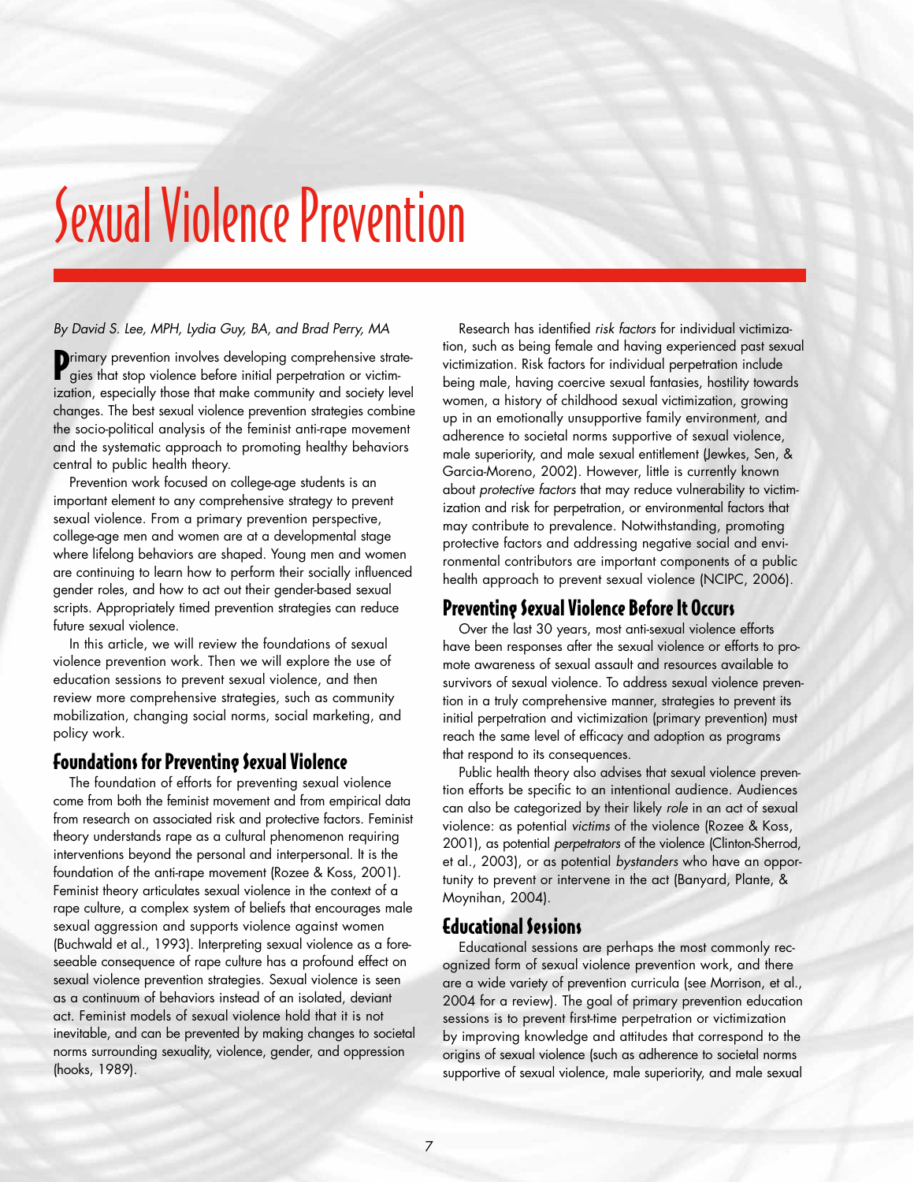# Sexual Violence Prevention

*By David S. Lee, MPH, Lydia Guy, BA, and Brad Perry, MA*

Primary prevention involves developing comprehensive strategies that stop violence before initial perpetration or victimization, especially those that make community and society level changes. The best sexual violence prevention strategies combine the socio-political analysis of the feminist anti-rape movement and the systematic approach to promoting healthy behaviors central to public health theory.

Prevention work focused on college-age students is an important element to any comprehensive strategy to prevent sexual violence. From a primary prevention perspective, college-age men and women are at a developmental stage where lifelong behaviors are shaped. Young men and women are continuing to learn how to perform their socially influenced gender roles, and how to act out their gender-based sexual scripts. Appropriately timed prevention strategies can reduce future sexual violence.

In this article, we will review the foundations of sexual violence prevention work. Then we will explore the use of education sessions to prevent sexual violence, and then review more comprehensive strategies, such as community mobilization, changing social norms, social marketing, and policy work.

## Foundations for Preventing Sexual Violence

The foundation of efforts for preventing sexual violence come from both the feminist movement and from empirical data from research on associated risk and protective factors. Feminist theory understands rape as a cultural phenomenon requiring interventions beyond the personal and interpersonal. It is the foundation of the anti-rape movement (Rozee & Koss, 2001). Feminist theory articulates sexual violence in the context of a rape culture, a complex system of beliefs that encourages male sexual aggression and supports violence against women (Buchwald et al., 1993). Interpreting sexual violence as a foreseeable consequence of rape culture has a profound effect on sexual violence prevention strategies. Sexual violence is seen as a continuum of behaviors instead of an isolated, deviant act. Feminist models of sexual violence hold that it is not inevitable, and can be prevented by making changes to societal norms surrounding sexuality, violence, gender, and oppression (hooks, 1989).

Research has identified *risk factors* for individual victimization, such as being female and having experienced past sexual victimization. Risk factors for individual perpetration include being male, having coercive sexual fantasies, hostility towards women, a history of childhood sexual victimization, growing up in an emotionally unsupportive family environment, and adherence to societal norms supportive of sexual violence, male superiority, and male sexual entitlement (Jewkes, Sen, & Garcia-Moreno, 2002). However, little is currently known about *protective factors* that may reduce vulnerability to victimization and risk for perpetration, or environmental factors that may contribute to prevalence. Notwithstanding, promoting protective factors and addressing negative social and environmental contributors are important components of a public health approach to prevent sexual violence (NCIPC, 2006).

## Preventing Sexual Violence Before It Occurs

Over the last 30 years, most anti-sexual violence efforts have been responses after the sexual violence or efforts to promote awareness of sexual assault and resources available to survivors of sexual violence. To address sexual violence prevention in a truly comprehensive manner, strategies to prevent its initial perpetration and victimization (primary prevention) must reach the same level of efficacy and adoption as programs that respond to its consequences.

Public health theory also advises that sexual violence prevention efforts be specific to an intentional audience. Audiences can also be categorized by their likely *role* in an act of sexual violence: as potential *victims* of the violence (Rozee & Koss, 2001), as potential *perpetrators* of the violence (Clinton-Sherrod, et al., 2003), or as potential *bystanders* who have an opportunity to prevent or intervene in the act (Banyard, Plante, & Moynihan, 2004).

## Educational Sessions

Educational sessions are perhaps the most commonly recognized form of sexual violence prevention work, and there are a wide variety of prevention curricula (see Morrison, et al., 2004 for a review). The goal of primary prevention education sessions is to prevent first-time perpetration or victimization by improving knowledge and attitudes that correspond to the origins of sexual violence (such as adherence to societal norms supportive of sexual violence, male superiority, and male sexual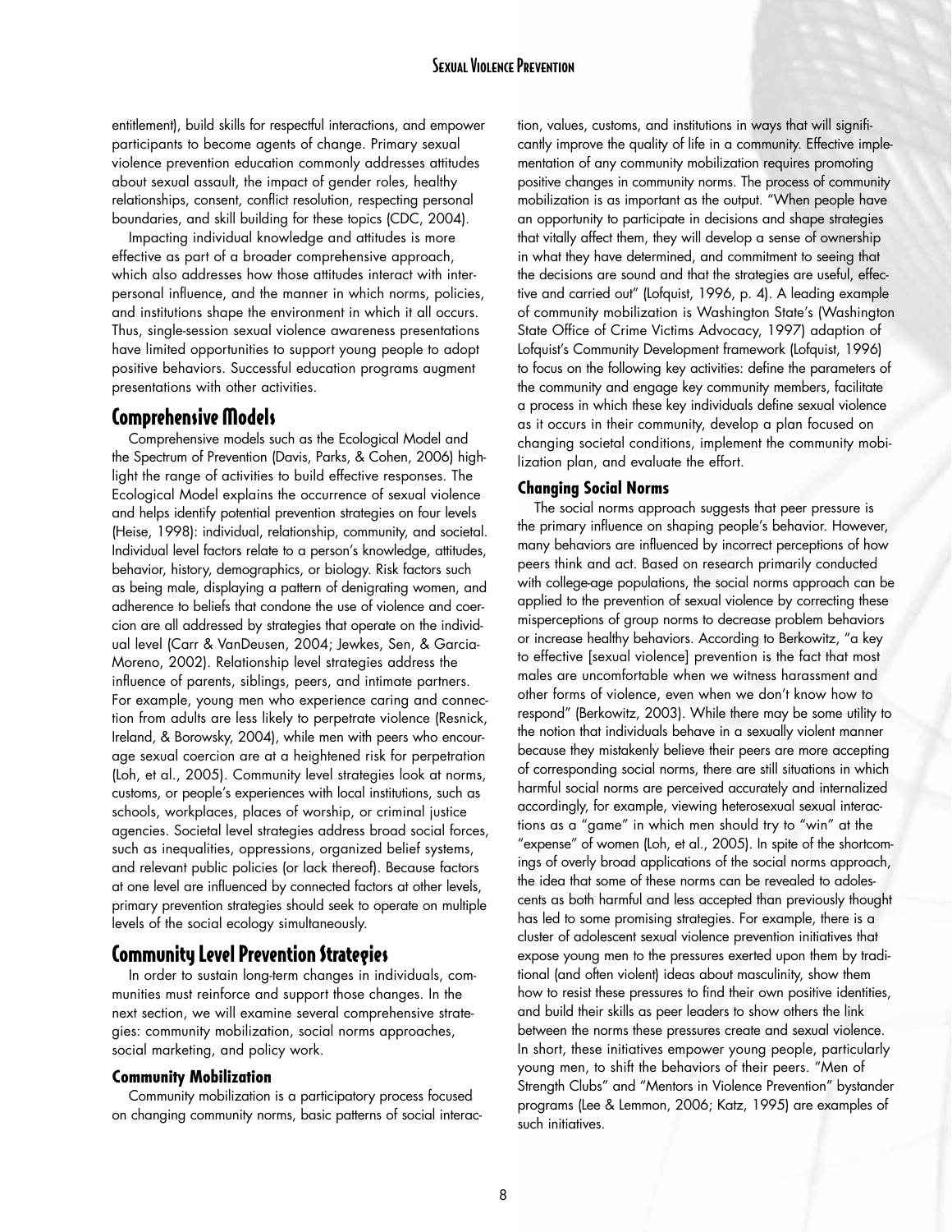entitlement), build skills for respectful interactions, and empower participants to become agents of change. Primary sexual violence prevention education commonly addresses attitudes about sexual assault, the impact of gender roles, healthy relationships, consent, conflict resolution, respecting personal boundaries, and skill building for these topics (CDC, 2004).

Impacting individual knowledge and attitudes is more effective as part of a broader comprehensive approach, which also addresses how those attitudes interact with interpersonal influence, and the manner in which norms, policies, and institutions shape the environment in which it all occurs. Thus, single-session sexual violence awareness presentations have limited opportunities to support young people to adopt positive behaviors. Successful education programs augment presentations with other activities.

## Comprehensive Models

Comprehensive models such as the Ecological Model and the Spectrum of Prevention (Davis, Parks, & Cohen, 2006) highlight the range of activities to build effective responses. The Ecological Model explains the occurrence of sexual violence and helps identify potential prevention strategies on four levels (Heise, 1998): individual, relationship, community, and societal. Individual level factors relate to a person's knowledge, attitudes, behavior, history, demographics, or biology. Risk factors such as being male, displaying a pattern of denigrating women, and adherence to beliefs that condone the use of violence and coercion are all addressed by strategies that operate on the individual level (Carr & VanDeusen, 2004; Jewkes, Sen, & Garcia-Moreno, 2002). Relationship level strategies address the influence of parents, siblings, peers, and intimate partners. For example, young men who experience caring and connection from adults are less likely to perpetrate violence (Resnick, Ireland, & Borowsky, 2004), while men with peers who encourage sexual coercion are at a heightened risk for perpetration (Loh, et al., 2005). Community level strategies look at norms, customs, or people's experiences with local institutions, such as schools, workplaces, places of worship, or criminal justice agencies. Societal level strategies address broad social forces, such as inequalities, oppressions, organized belief systems, and relevant public policies (or lack thereof). Because factors at one level are influenced by connected factors at other levels, primary prevention strategies should seek to operate on multiple levels of the social ecology simultaneously.

## Community Level Prevention Strategies

In order to sustain long-term changes in individuals, communities must reinforce and support those changes. In the next section, we will examine several comprehensive strategies: community mobilization, social norms approaches, social marketing, and policy work.

### Community Mobilization

Community mobilization is a participatory process focused on changing community norms, basic patterns of social interaction, values, customs, and institutions in ways that will significantly improve the quality of life in a community. Effective implementation of any community mobilization requires promoting positive changes in community norms. The process of community mobilization is as important as the output. "When people have an opportunity to participate in decisions and shape strategies that vitally affect them, they will develop a sense of ownership in what they have determined, and commitment to seeing that the decisions are sound and that the strategies are useful, effective and carried out" (Lofquist, 1996, p. 4). A leading example of community mobilization is Washington State's (Washington State Office of Crime Victims Advocacy, 1997) adaption of Lofquist's Community Development framework (Lofquist, 1996) to focus on the following key activities: define the parameters of the community and engage key community members, facilitate a process in which these key individuals define sexual violence as it occurs in their community, develop a plan focused on changing societal conditions, implement the community mobilization plan, and evaluate the effort.

### Changing Social Norms

The social norms approach suggests that peer pressure is the primary influence on shaping people's behavior. However, many behaviors are influenced by incorrect perceptions of how peers think and act. Based on research primarily conducted with college-age populations, the social norms approach can be applied to the prevention of sexual violence by correcting these misperceptions of group norms to decrease problem behaviors or increase healthy behaviors. According to Berkowitz, "a key to effective [sexual violence] prevention is the fact that most males are uncomfortable when we witness harassment and other forms of violence, even when we don't know how to respond" (Berkowitz, 2003). While there may be some utility to the notion that individuals behave in a sexually violent manner because they mistakenly believe their peers are more accepting of corresponding social norms, there are still situations in which harmful social norms are perceived accurately and internalized accordingly, for example, viewing heterosexual sexual interactions as a "game" in which men should try to "win" at the "expense" of women (Loh, et al., 2005). In spite of the shortcomings of overly broad applications of the social norms approach, the idea that some of these norms can be revealed to adolescents as both harmful and less accepted than previously thought has led to some promising strategies. For example, there is a cluster of adolescent sexual violence prevention initiatives that expose young men to the pressures exerted upon them by traditional (and often violent) ideas about masculinity, show them how to resist these pressures to find their own positive identities, and build their skills as peer leaders to show others the link between the norms these pressures create and sexual violence. In short, these initiatives empower young people, particularly young men, to shift the behaviors of their peers. "Men of Strength Clubs" and "Mentors in Violence Prevention" bystander programs (Lee & Lemmon, 2006; Katz, 1995) are examples of such initiatives.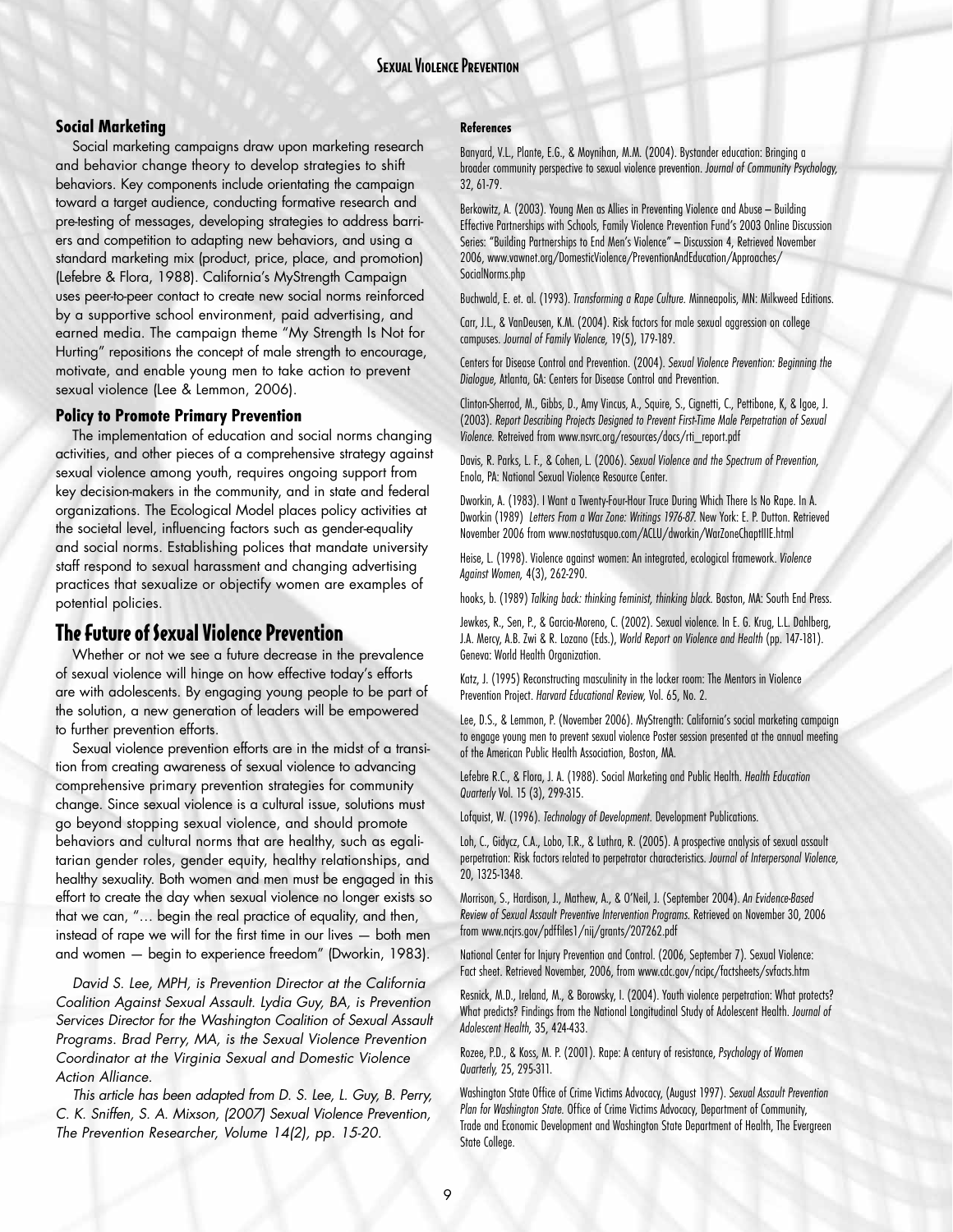### Social Marketing

Social marketing campaigns draw upon marketing research and behavior change theory to develop strategies to shift behaviors. Key components include orientating the campaign toward a target audience, conducting formative research and pre-testing of messages, developing strategies to address barriers and competition to adapting new behaviors, and using a standard marketing mix (product, price, place, and promotion) (Lefebre & Flora, 1988). California's MyStrength Campaign uses peer-to-peer contact to create new social norms reinforced by a supportive school environment, paid advertising, and earned media. The campaign theme "My Strength Is Not for Hurting" repositions the concept of male strength to encourage, motivate, and enable young men to take action to prevent sexual violence (Lee & Lemmon, 2006).

### Policy to Promote Primary Prevention

The implementation of education and social norms changing activities, and other pieces of a comprehensive strategy against sexual violence among youth, requires ongoing support from key decision-makers in the community, and in state and federal organizations. The Ecological Model places policy activities at the societal level, influencing factors such as gender-equality and social norms. Establishing polices that mandate university staff respond to sexual harassment and changing advertising practices that sexualize or objectify women are examples of potential policies.

## The Future of Sexual Violence Prevention

Whether or not we see a future decrease in the prevalence of sexual violence will hinge on how effective today's efforts are with adolescents. By engaging young people to be part of the solution, a new generation of leaders will be empowered to further prevention efforts.

Sexual violence prevention efforts are in the midst of a transition from creating awareness of sexual violence to advancing comprehensive primary prevention strategies for community change. Since sexual violence is a cultural issue, solutions must go beyond stopping sexual violence, and should promote behaviors and cultural norms that are healthy, such as egalitarian gender roles, gender equity, healthy relationships, and healthy sexuality. Both women and men must be engaged in this effort to create the day when sexual violence no longer exists so that we can, "… begin the real practice of equality, and then, instead of rape we will for the first time in our lives — both men and women — begin to experience freedom" (Dworkin, 1983).

*David S. Lee, MPH, is Prevention Director at the California Coalition Against Sexual Assault. Lydia Guy, BA, is Prevention Services Director for the Washington Coalition of Sexual Assault Programs. Brad Perry, MA, is the Sexual Violence Prevention Coordinator at the Virginia Sexual and Domestic Violence Action Alliance.*

*This article has been adapted from D. S. Lee, L. Guy, B. Perry, C. K. Sniffen, S. A. Mixson, (2007) Sexual Violence Prevention, The Prevention Researcher, Volume 14(2), pp. 15-20.*

#### References

Banyard, V.L., Plante, E.G., & Moynihan, M.M. (2004). Bystander education: Bringing a broader community perspective to sexual violence prevention. *Journal of Community Psychology,* 32, 61-79.

Berkowitz, A. (2003). Young Men as Allies in Preventing Violence and Abuse – Building Effective Partnerships with Schools, Family Violence Prevention Fund's 2003 Online Discussion Series: "Building Partnerships to End Men's Violence" – Discussion 4, Retrieved November 2006, www.vawnet.org/DomesticViolence/PreventionAndEducation/Approaches/SocialNorms.php

Buchwald, E. et. al. (1993). *Transforming a Rape Culture.* Minneapolis, MN: Milkweed Editions.

Carr, J.L., & VanDeusen, K.M. (2004). Risk factors for male sexual aggression on college campuses. *Journal of Family Violence,* 19(5), 179-189.

Centers for Disease Control and Prevention. (2004). *Sexual Violence Prevention: Beginning the Dialogue,* Atlanta, GA: Centers for Disease Control and Prevention.

Clinton-Sherrod, M., Gibbs, D., Amy Vincus, A., Squire, S., Cignetti, C., Pettibone, K, & Igoe, J. (2003). *Report Describing Projects Designed to Prevent First-Time Male Perpetration of Sexual Violence.* Retreived from www.nsvrc.org/resources/docs/rti_report.pdf

Davis, R. Parks, L. F., & Cohen, L. (2006). *Sexual Violence and the Spectrum of Prevention,* Enola, PA: National Sexual Violence Resource Center.

Dworkin, A. (1983). I Want a Twenty-Four-Hour Truce During Which There Is No Rape. In A. Dworkin (1989) *Letters From a War Zone: Writings 1976-87.* New York: E. P. Dutton. Retrieved November 2006 from www.nostatusquo.com/ACLU/dworkin/WarZoneChaptIIIE.html

Heise, L. (1998). Violence against women: An integrated, ecological framework. *Violence Against Women,* 4(3), 262-290.

hooks, b. (1989) *Talking back: thinking feminist, thinking black.* Boston, MA: South End Press.

Jewkes, R., Sen, P., & Garcia-Moreno, C. (2002). Sexual violence. In E. G. Krug, L.L. Dahlberg, J.A. Mercy, A.B. Zwi & R. Lozano (Eds.), *World Report on Violence and Health* (pp. 147-181). Geneva: World Health Organization.

Katz, J. (1995) Reconstructing masculinity in the locker room: The Mentors in Violence Prevention Project. *Harvard Educational Review,* Vol. 65, No. 2.

Lee, D.S., & Lemmon, P. (November 2006). MyStrength: California's social marketing campaign to engage young men to prevent sexual violence Poster session presented at the annual meeting of the American Public Health Association, Boston, MA.

Lefebre R.C., & Flora, J. A. (1988). Social Marketing and Public Health. *Health Education Quarterly* Vol. 15 (3), 299-315.

Lofquist, W. (1996). *Technology of Development.* Development Publications.

Loh, C., Gidycz, C.A., Lobo, T.R., & Luthra, R. (2005). A prospective analysis of sexual assault perpetration: Risk factors related to perpetrator characteristics. *Journal of Interpersonal Violence,* 20, 1325-1348.

Morrison, S., Hardison, J., Mathew, A., & O'Neil, J. (September 2004). *An Evidence-Based Review of Sexual Assault Preventive Intervention Programs.* Retrieved on November 30, 2006 from www.ncjrs.gov/pdffiles1/nij/grants/207262.pdf

National Center for Injury Prevention and Control. (2006, September 7). Sexual Violence: Fact sheet. Retrieved November, 2006, from www.cdc.gov/ncipc/factsheets/svfacts.htm

Resnick, M.D., Ireland, M., & Borowsky, I. (2004). Youth violence perpetration: What protects? What predicts? Findings from the National Longitudinal Study of Adolescent Health. *Journal of Adolescent Health,* 35, 424-433.

Rozee, P.D., & Koss, M. P. (2001). Rape: A century of resistance, *Psychology of Women Quarterly,* 25, 295-311.

Washington State Office of Crime Victims Advocacy, (August 1997). *Sexual Assault Prevention Plan for Washington State.* Office of Crime Victims Advocacy, Department of Community, Trade and Economic Development and Washington State Department of Health, The Evergreen State College.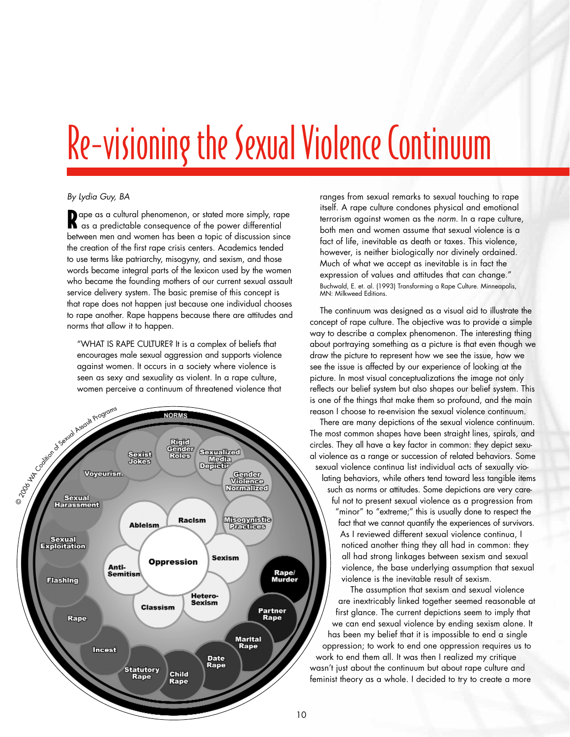# Re-visioning the Sexual Violence Continuum

*By Lydia Guy, BA*

Rape as a cultural phenomenon, or stated more simply, rape as a predictable consequence of the power differential between men and women has been a topic of discussion since the creation of the first rape crisis centers. Academics tended to use terms like patriarchy, misogyny, and sexism, and those words became integral parts of the lexicon used by the women who became the founding mothers of our current sexual assault service delivery system. The basic premise of this concept is that rape does not happen just because one individual chooses to rape another. Rape happens because there are attitudes and norms that allow it to happen.

> "WHAT IS RAPE CULTURE? It is a complex of beliefs that encourages male sexual aggression and supports violence against women. It occurs in a society where violence is seen as sexy and sexuality as violent. In a rape culture, women perceive a continuum of threatened violence that ranges from sexual remarks to sexual touching to rape itself. A rape culture condones physical and emotional terrorism against women as the *norm*. In a rape culture, both men and women assume that sexual violence is a fact of life, inevitable as death or taxes. This violence, however, is neither biologically nor divinely ordained. Much of what we accept as inevitable is in fact the expression of values and attitudes that can change."
>
> Buchwald, E. et. al. (1993) Transforming a Rape Culture. Minneapolis, MN: Milkweed Editions.

© 2006 WA Coalition of Sexual Assault Programs

NORMS — Rigid Gender Roles; Sexist Jokes; Sexualized Media Depictions; Gender Violence Normalized; Misogynistic Practices; Voyeurism; Sexual Harassment; Sexual Exploitation; Flashing; Rape; Incest; Statutory Rape; Child Rape; Date Rape; Marital Rape; Partner Rape; Rape/Murder

Oppression — Ableism; Racism; Sexism; Hetero-Sexism; Classism; Anti-Semitism

The continuum was designed as a visual aid to illustrate the concept of rape culture. The objective was to provide a simple way to describe a complex phenomenon. The interesting thing about portraying something as a picture is that even though we draw the picture to represent how we see the issue, how we see the issue is affected by our experience of looking at the picture. In most visual conceptualizations the image not only reflects our belief system but also shapes our belief system. This is one of the things that make them so profound, and the main reason I choose to re-envision the sexual violence continuum.

There are many depictions of the sexual violence continuum. The most common shapes have been straight lines, spirals, and circles. They all have a key factor in common: they depict sexual violence as a range or succession of related behaviors. Some sexual violence continua list individual acts of sexually violating behaviors, while others tend toward less tangible items such as norms or attitudes. Some depictions are very careful not to present sexual violence as a progression from "minor" to "extreme;" this is usually done to respect the fact that we cannot quantify the experiences of survivors. As I reviewed different sexual violence continua, I noticed another thing they all had in common: they all had strong linkages between sexism and sexual violence, the base underlying assumption that sexual violence is the inevitable result of sexism.

The assumption that sexism and sexual violence are inextricably linked together seemed reasonable at first glance. The current depictions seem to imply that we can end sexual violence by ending sexism alone. It has been my belief that it is impossible to end a single oppression; to work to end one oppression requires us to work to end them all. It was then I realized my critique wasn't just about the continuum but about rape culture and feminist theory as a whole. I decided to try to create a more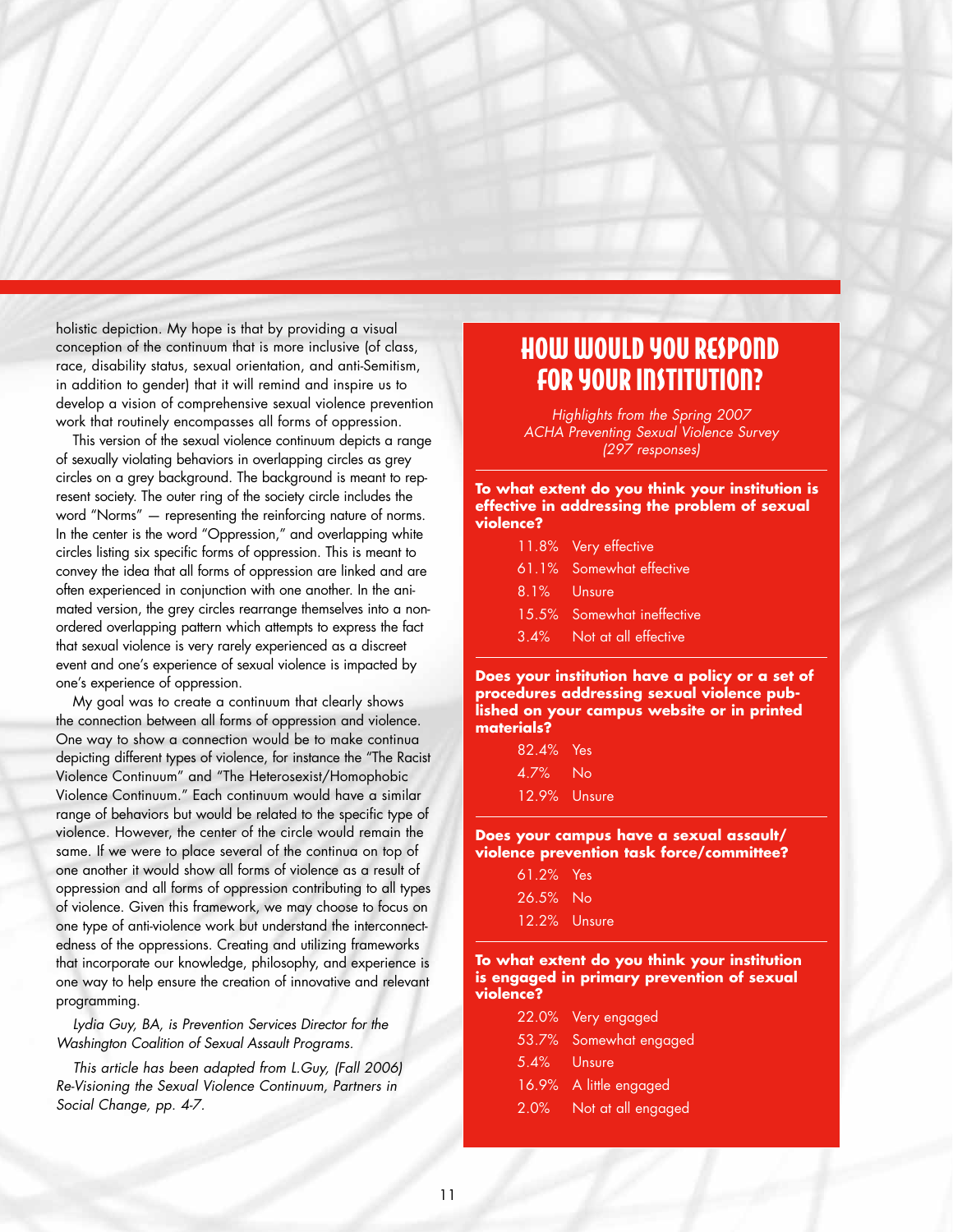holistic depiction. My hope is that by providing a visual conception of the continuum that is more inclusive (of class, race, disability status, sexual orientation, and anti-Semitism, in addition to gender) that it will remind and inspire us to develop a vision of comprehensive sexual violence prevention work that routinely encompasses all forms of oppression.

This version of the sexual violence continuum depicts a range of sexually violating behaviors in overlapping circles as grey circles on a grey background. The background is meant to represent society. The outer ring of the society circle includes the word "Norms" — representing the reinforcing nature of norms. In the center is the word "Oppression," and overlapping white circles listing six specific forms of oppression. This is meant to convey the idea that all forms of oppression are linked and are often experienced in conjunction with one another. In the animated version, the grey circles rearrange themselves into a non-ordered overlapping pattern which attempts to express the fact that sexual violence is very rarely experienced as a discreet event and one's experience of sexual violence is impacted by one's experience of oppression.

My goal was to create a continuum that clearly shows the connection between all forms of oppression and violence. One way to show a connection would be to make continua depicting different types of violence, for instance the "The Racist Violence Continuum" and "The Heterosexist/Homophobic Violence Continuum." Each continuum would have a similar range of behaviors but would be related to the specific type of violence. However, the center of the circle would remain the same. If we were to place several of the continua on top of one another it would show all forms of violence as a result of oppression and all forms of oppression contributing to all types of violence. Given this framework, we may choose to focus on one type of anti-violence work but understand the interconnectedness of the oppressions. Creating and utilizing frameworks that incorporate our knowledge, philosophy, and experience is one way to help ensure the creation of innovative and relevant programming.

*Lydia Guy, BA, is Prevention Services Director for the Washington Coalition of Sexual Assault Programs.*

*This article has been adapted from L.Guy, (Fall 2006) Re-Visioning the Sexual Violence Continuum, Partners in Social Change, pp. 4-7.*

## How Would You Respond for Your Institution?

*Highlights from the Spring 2007 ACHA Preventing Sexual Violence Survey (297 responses)*

**To what extent do you think your institution is effective in addressing the problem of sexual violence?**

| | |
|---|---|
| 11.8% | Very effective |
| 61.1% | Somewhat effective |
| 8.1% | Unsure |
| 15.5% | Somewhat ineffective |
| 3.4% | Not at all effective |

**Does your institution have a policy or a set of procedures addressing sexual violence published on your campus website or in printed materials?**

| | |
|---|---|
| 82.4% | Yes |
| 4.7% | No |
| 12.9% | Unsure |

**Does your campus have a sexual assault/violence prevention task force/committee?**

| | |
|---|---|
| 61.2% | Yes |
| 26.5% | No |
| 12.2% | Unsure |

**To what extent do you think your institution is engaged in primary prevention of sexual violence?**

| | |
|---|---|
| 22.0% | Very engaged |
| 53.7% | Somewhat engaged |
| 5.4% | Unsure |
| 16.9% | A little engaged |
| 2.0% | Not at all engaged |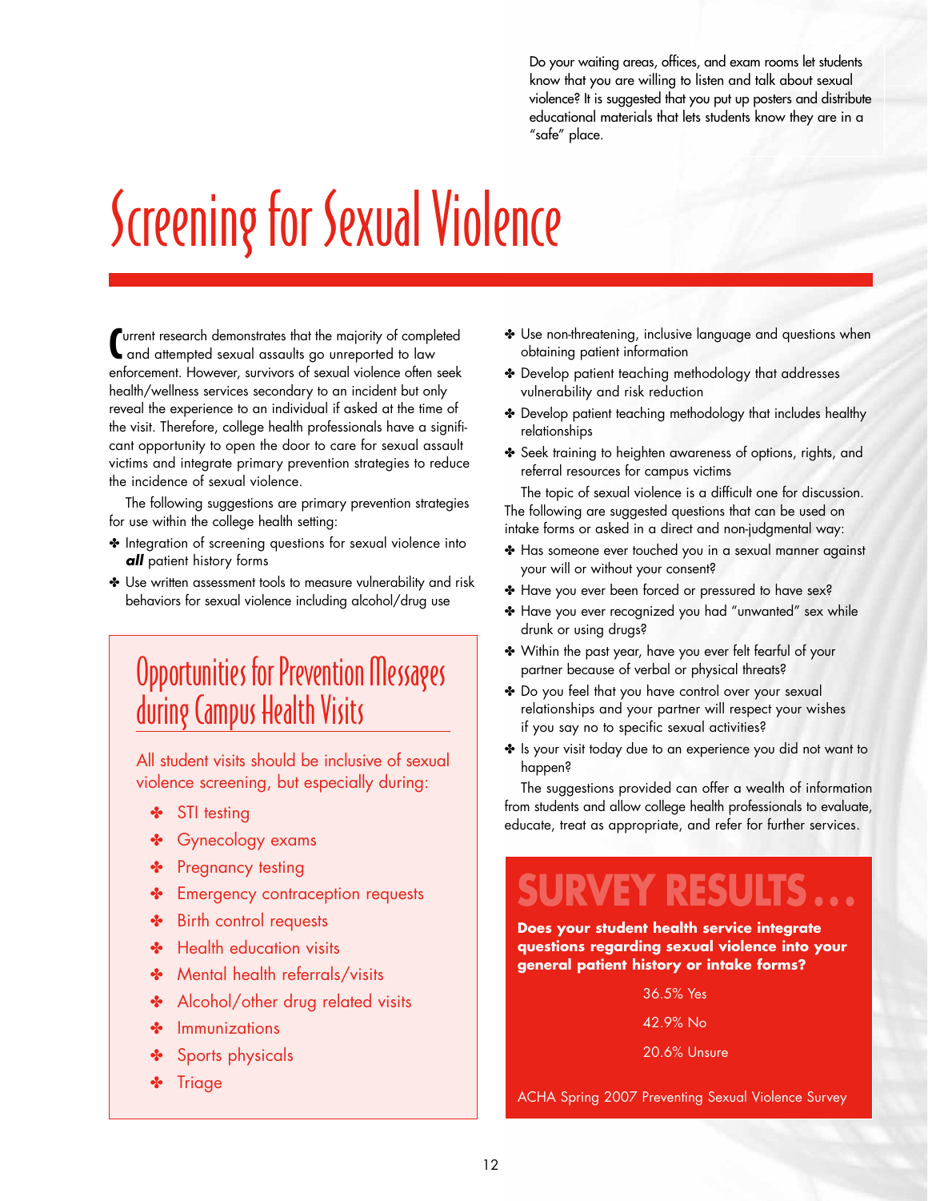Do your waiting areas, offices, and exam rooms let students know that you are willing to listen and talk about sexual violence? It is suggested that you put up posters and distribute educational materials that lets students know they are in a "safe" place.

# Screening for Sexual Violence

Current research demonstrates that the majority of completed and attempted sexual assaults go unreported to law enforcement. However, survivors of sexual violence often seek health/wellness services secondary to an incident but only reveal the experience to an individual if asked at the time of the visit. Therefore, college health professionals have a significant opportunity to open the door to care for sexual assault victims and integrate primary prevention strategies to reduce the incidence of sexual violence.

The following suggestions are primary prevention strategies for use within the college health setting:

- Integration of screening questions for sexual violence into ***all*** patient history forms
- Use written assessment tools to measure vulnerability and risk behaviors for sexual violence including alcohol/drug use
- Use non-threatening, inclusive language and questions when obtaining patient information
- Develop patient teaching methodology that addresses vulnerability and risk reduction
- Develop patient teaching methodology that includes healthy relationships
- Seek training to heighten awareness of options, rights, and referral resources for campus victims

The topic of sexual violence is a difficult one for discussion. The following are suggested questions that can be used on intake forms or asked in a direct and non-judgmental way:

- Has someone ever touched you in a sexual manner against your will or without your consent?
- Have you ever been forced or pressured to have sex?
- Have you ever recognized you had "unwanted" sex while drunk or using drugs?
- Within the past year, have you ever felt fearful of your partner because of verbal or physical threats?
- Do you feel that you have control over your sexual relationships and your partner will respect your wishes if you say no to specific sexual activities?
- Is your visit today due to an experience you did not want to happen?

The suggestions provided can offer a wealth of information from students and allow college health professionals to evaluate, educate, treat as appropriate, and refer for further services.

## Opportunities for Prevention Messages during Campus Health Visits

All student visits should be inclusive of sexual violence screening, but especially during:

- STI testing
- Gynecology exams
- Pregnancy testing
- Emergency contraception requests
- Birth control requests
- Health education visits
- Mental health referrals/visits
- Alcohol/other drug related visits
- Immunizations
- Sports physicals
- Triage

## SURVEY RESULTS...

**Does your student health service integrate questions regarding sexual violence into your general patient history or intake forms?**

36.5% Yes

42.9% No

20.6% Unsure

ACHA Spring 2007 Preventing Sexual Violence Survey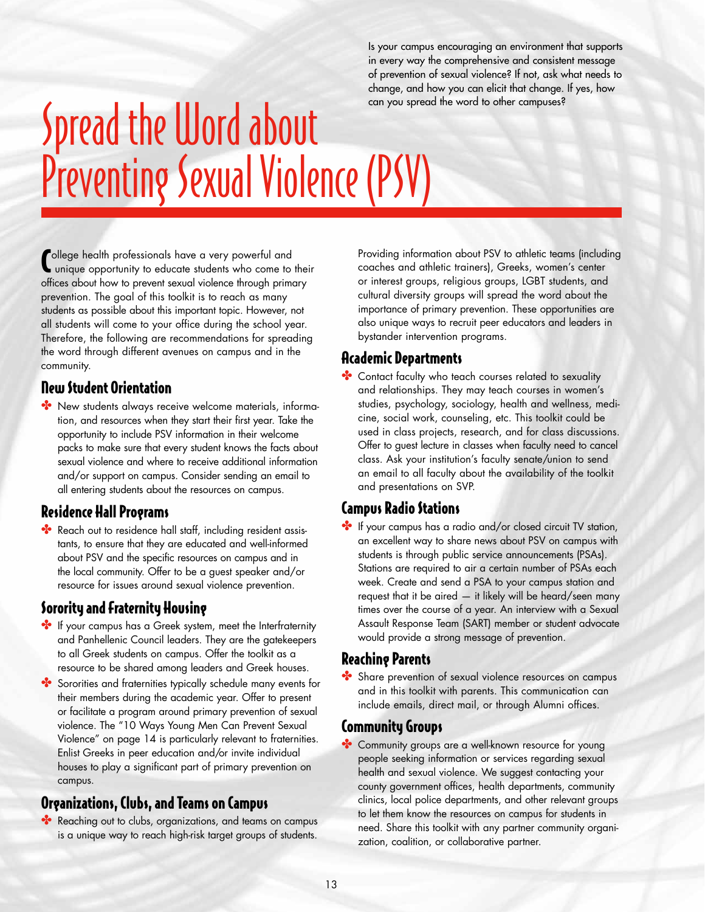Is your campus encouraging an environment that supports in every way the comprehensive and consistent message of prevention of sexual violence? If not, ask what needs to change, and how you can elicit that change. If yes, how can you spread the word to other campuses?

# Spread the Word about Preventing Sexual Violence (PSV)

College health professionals have a very powerful and unique opportunity to educate students who come to their offices about how to prevent sexual violence through primary prevention. The goal of this toolkit is to reach as many students as possible about this important topic. However, not all students will come to your office during the school year. Therefore, the following are recommendations for spreading the word through different avenues on campus and in the community.

## New Student Orientation

- New students always receive welcome materials, information, and resources when they start their first year. Take the opportunity to include PSV information in their welcome packs to make sure that every student knows the facts about sexual violence and where to receive additional information and/or support on campus. Consider sending an email to all entering students about the resources on campus.

## Residence Hall Programs

- Reach out to residence hall staff, including resident assistants, to ensure that they are educated and well-informed about PSV and the specific resources on campus and in the local community. Offer to be a guest speaker and/or resource for issues around sexual violence prevention.

## Sorority and Fraternity Housing

- If your campus has a Greek system, meet the Interfraternity and Panhellenic Council leaders. They are the gatekeepers to all Greek students on campus. Offer the toolkit as a resource to be shared among leaders and Greek houses.
- Sororities and fraternities typically schedule many events for their members during the academic year. Offer to present or facilitate a program around primary prevention of sexual violence. The "10 Ways Young Men Can Prevent Sexual Violence" on page 14 is particularly relevant to fraternities. Enlist Greeks in peer education and/or invite individual houses to play a significant part of primary prevention on campus.

## Organizations, Clubs, and Teams on Campus

- Reaching out to clubs, organizations, and teams on campus is a unique way to reach high-risk target groups of students. Providing information about PSV to athletic teams (including coaches and athletic trainers), Greeks, women's center or interest groups, religious groups, LGBT students, and cultural diversity groups will spread the word about the importance of primary prevention. These opportunities are also unique ways to recruit peer educators and leaders in bystander intervention programs.

## Academic Departments

- Contact faculty who teach courses related to sexuality and relationships. They may teach courses in women's studies, psychology, sociology, health and wellness, medicine, social work, counseling, etc. This toolkit could be used in class projects, research, and for class discussions. Offer to guest lecture in classes when faculty need to cancel class. Ask your institution's faculty senate/union to send an email to all faculty about the availability of the toolkit and presentations on SVP.

## Campus Radio Stations

- If your campus has a radio and/or closed circuit TV station, an excellent way to share news about PSV on campus with students is through public service announcements (PSAs). Stations are required to air a certain number of PSAs each week. Create and send a PSA to your campus station and request that it be aired — it likely will be heard/seen many times over the course of a year. An interview with a Sexual Assault Response Team (SART) member or student advocate would provide a strong message of prevention.

## Reaching Parents

- Share prevention of sexual violence resources on campus and in this toolkit with parents. This communication can include emails, direct mail, or through Alumni offices.

## Community Groups

- Community groups are a well-known resource for young people seeking information or services regarding sexual health and sexual violence. We suggest contacting your county government offices, health departments, community clinics, local police departments, and other relevant groups to let them know the resources on campus for students in need. Share this toolkit with any partner community organization, coalition, or collaborative partner.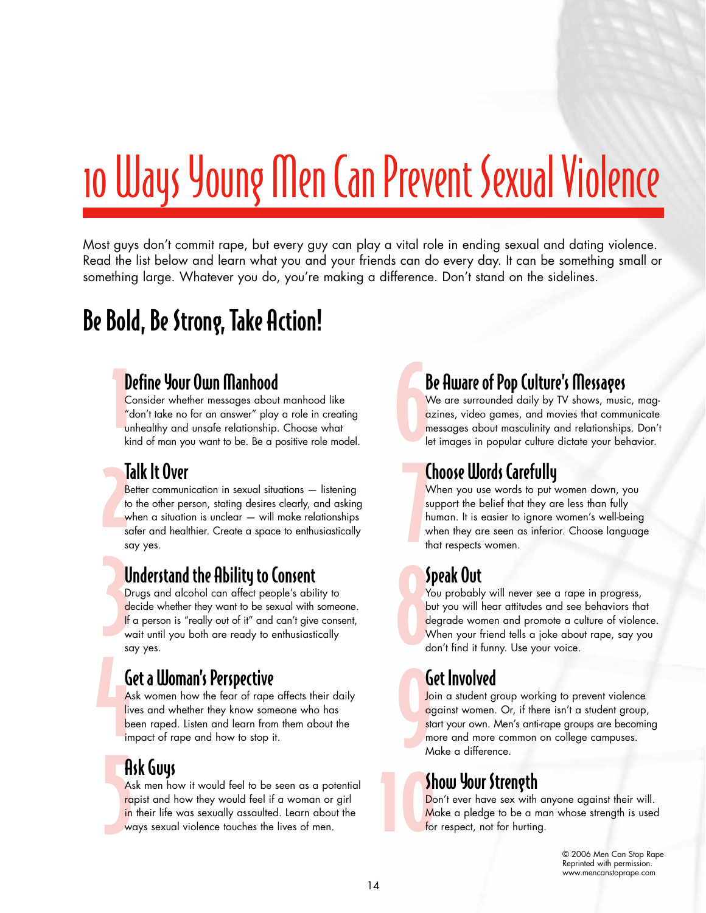# 10 Ways Young Men Can Prevent Sexual Violence

Most guys don't commit rape, but every guy can play a vital role in ending sexual and dating violence. Read the list below and learn what you and your friends can do every day. It can be something small or something large. Whatever you do, you're making a difference. Don't stand on the sidelines.

## Be Bold, Be Strong, Take Action!

### 1 Define Your Own Manhood

Consider whether messages about manhood like "don't take no for an answer" play a role in creating unhealthy and unsafe relationship. Choose what kind of man you want to be. Be a positive role model.

### 2 Talk It Over

Better communication in sexual situations — listening to the other person, stating desires clearly, and asking when a situation is unclear — will make relationships safer and healthier. Create a space to enthusiastically say yes.

### 3 Understand the Ability to Consent

Drugs and alcohol can affect people's ability to decide whether they want to be sexual with someone. If a person is "really out of it" and can't give consent, wait until you both are ready to enthusiastically say yes.

### 4 Get a Woman's Perspective

Ask women how the fear of rape affects their daily lives and whether they know someone who has been raped. Listen and learn from them about the impact of rape and how to stop it.

### 5 Ask Guys

Ask men how it would feel to be seen as a potential rapist and how they would feel if a woman or girl in their life was sexually assaulted. Learn about the ways sexual violence touches the lives of men.

### 6 Be Aware of Pop Culture's Messages

We are surrounded daily by TV shows, music, magazines, video games, and movies that communicate messages about masculinity and relationships. Don't let images in popular culture dictate your behavior.

### 7 Choose Words Carefully

When you use words to put women down, you support the belief that they are less than fully human. It is easier to ignore women's well-being when they are seen as inferior. Choose language that respects women.

### 8 Speak Out

You probably will never see a rape in progress, but you will hear attitudes and see behaviors that degrade women and promote a culture of violence. When your friend tells a joke about rape, say you don't find it funny. Use your voice.

### 9 Get Involved

Join a student group working to prevent violence against women. Or, if there isn't a student group, start your own. Men's anti-rape groups are becoming more and more common on college campuses. Make a difference.

### 10 Show Your Strength

Don't ever have sex with anyone against their will. Make a pledge to be a man whose strength is used for respect, not for hurting.

© 2006 Men Can Stop Rape
Reprinted with permission.
www.mencanstoprape.com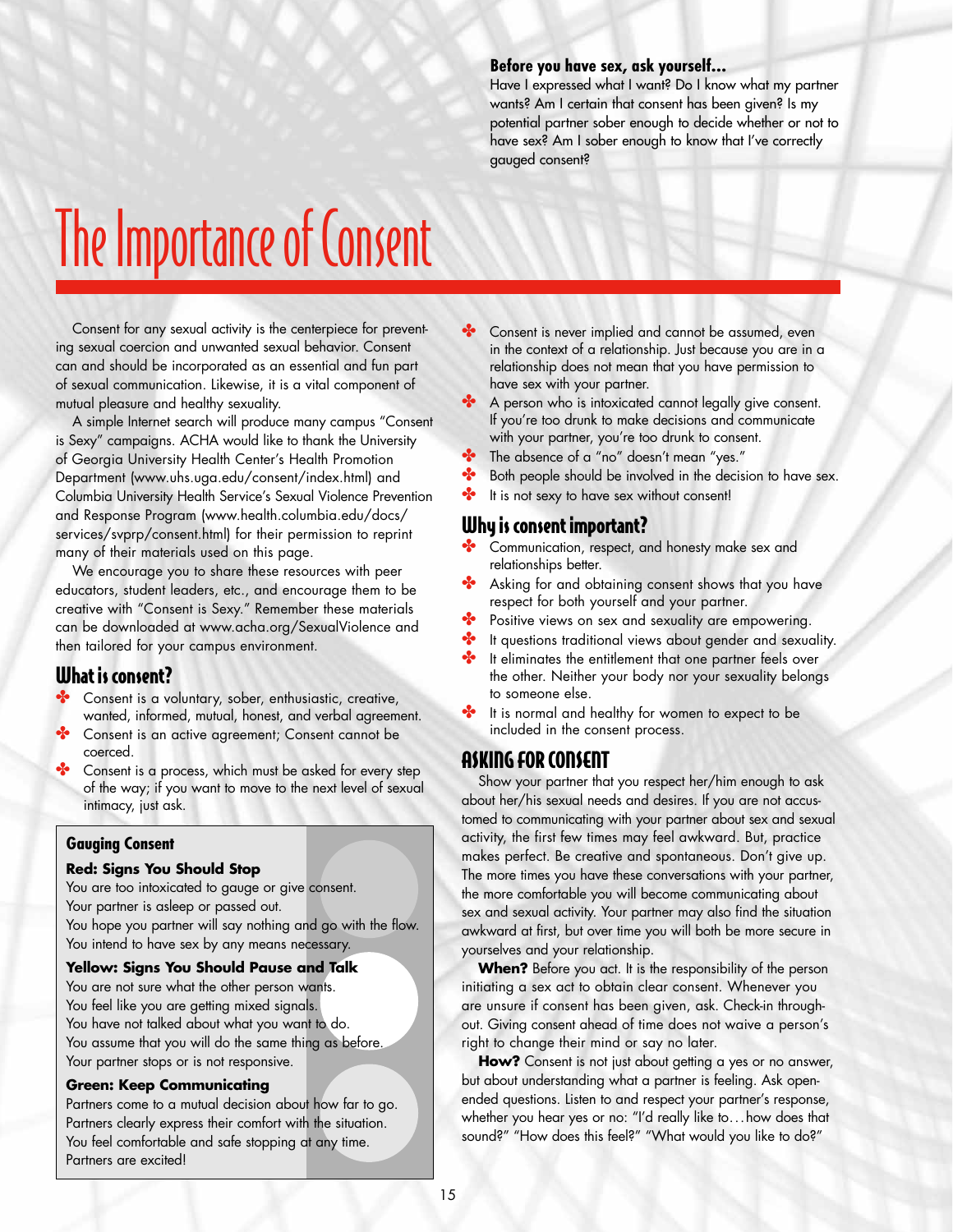**Before you have sex, ask yourself...**
Have I expressed what I want? Do I know what my partner wants? Am I certain that consent has been given? Is my potential partner sober enough to decide whether or not to have sex? Am I sober enough to know that I've correctly gauged consent?

# The Importance of Consent

Consent for any sexual activity is the centerpiece for preventing sexual coercion and unwanted sexual behavior. Consent can and should be incorporated as an essential and fun part of sexual communication. Likewise, it is a vital component of mutual pleasure and healthy sexuality.

A simple Internet search will produce many campus "Consent is Sexy" campaigns. ACHA would like to thank the University of Georgia University Health Center's Health Promotion Department (www.uhs.uga.edu/consent/index.html) and Columbia University Health Service's Sexual Violence Prevention and Response Program (www.health.columbia.edu/docs/services/svprp/consent.html) for their permission to reprint many of their materials used on this page.

We encourage you to share these resources with peer educators, student leaders, etc., and encourage them to be creative with "Consent is Sexy." Remember these materials can be downloaded at www.acha.org/SexualViolence and then tailored for your campus environment.

## What is consent?

- Consent is a voluntary, sober, enthusiastic, creative, wanted, informed, mutual, honest, and verbal agreement.
- Consent is an active agreement; Consent cannot be coerced.
- Consent is a process, which must be asked for every step of the way; if you want to move to the next level of sexual intimacy, just ask.

### Gauging Consent

**Red: Signs You Should Stop**
You are too intoxicated to gauge or give consent.
Your partner is asleep or passed out.
You hope you partner will say nothing and go with the flow.
You intend to have sex by any means necessary.

**Yellow: Signs You Should Pause and Talk**
You are not sure what the other person wants.
You feel like you are getting mixed signals.
You have not talked about what you want to do.
You assume that you will do the same thing as before.
Your partner stops or is not responsive.

**Green: Keep Communicating**
Partners come to a mutual decision about how far to go.
Partners clearly express their comfort with the situation.
You feel comfortable and safe stopping at any time.
Partners are excited!

- Consent is never implied and cannot be assumed, even in the context of a relationship. Just because you are in a relationship does not mean that you have permission to have sex with your partner.
- A person who is intoxicated cannot legally give consent. If you're too drunk to make decisions and communicate with your partner, you're too drunk to consent.
- The absence of a "no" doesn't mean "yes."
- Both people should be involved in the decision to have sex.
- It is not sexy to have sex without consent!

## Why is consent important?

- Communication, respect, and honesty make sex and relationships better.
- Asking for and obtaining consent shows that you have respect for both yourself and your partner.
- Positive views on sex and sexuality are empowering.
- It questions traditional views about gender and sexuality.
- It eliminates the entitlement that one partner feels over the other. Neither your body nor your sexuality belongs to someone else.
- It is normal and healthy for women to expect to be included in the consent process.

## ASKING FOR CONSENT

Show your partner that you respect her/him enough to ask about her/his sexual needs and desires. If you are not accustomed to communicating with your partner about sex and sexual activity, the first few times may feel awkward. But, practice makes perfect. Be creative and spontaneous. Don't give up. The more times you have these conversations with your partner, the more comfortable you will become communicating about sex and sexual activity. Your partner may also find the situation awkward at first, but over time you will both be more secure in yourselves and your relationship.

**When?** Before you act. It is the responsibility of the person initiating a sex act to obtain clear consent. Whenever you are unsure if consent has been given, ask. Check-in throughout. Giving consent ahead of time does not waive a person's right to change their mind or say no later.

**How?** Consent is not just about getting a yes or no answer, but about understanding what a partner is feeling. Ask open-ended questions. Listen to and respect your partner's response, whether you hear yes or no: "I'd really like to…how does that sound?" "How does this feel?" "What would you like to do?"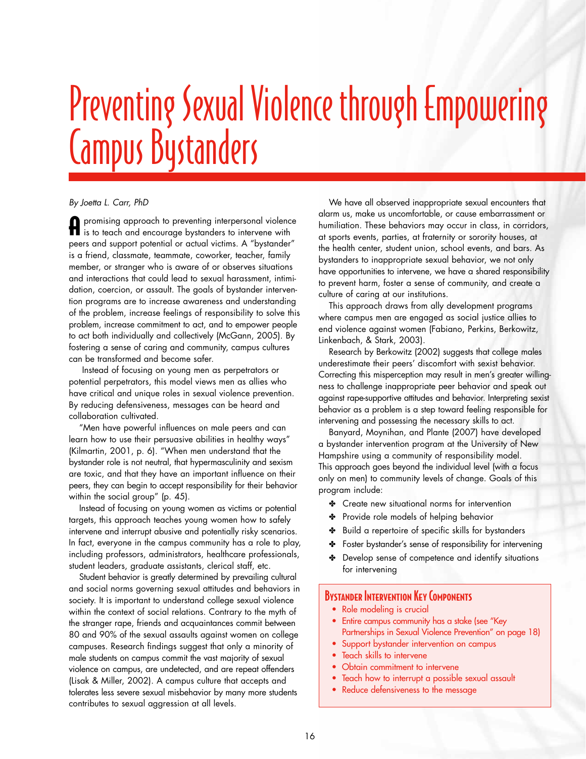# Preventing Sexual Violence through Empowering Campus Bystanders

*By Joetta L. Carr, PhD*

A promising approach to preventing interpersonal violence is to teach and encourage bystanders to intervene with peers and support potential or actual victims. A "bystander" is a friend, classmate, teammate, coworker, teacher, family member, or stranger who is aware of or observes situations and interactions that could lead to sexual harassment, intimidation, coercion, or assault. The goals of bystander intervention programs are to increase awareness and understanding of the problem, increase feelings of responsibility to solve this problem, increase commitment to act, and to empower people to act both individually and collectively (McGann, 2005). By fostering a sense of caring and community, campus cultures can be transformed and become safer.

Instead of focusing on young men as perpetrators or potential perpetrators, this model views men as allies who have critical and unique roles in sexual violence prevention. By reducing defensiveness, messages can be heard and collaboration cultivated.

"Men have powerful influences on male peers and can learn how to use their persuasive abilities in healthy ways" (Kilmartin, 2001, p. 6). "When men understand that the bystander role is not neutral, that hypermasculinity and sexism are toxic, and that they have an important influence on their peers, they can begin to accept responsibility for their behavior within the social group" (p. 45).

Instead of focusing on young women as victims or potential targets, this approach teaches young women how to safely intervene and interrupt abusive and potentially risky scenarios. In fact, everyone in the campus community has a role to play, including professors, administrators, healthcare professionals, student leaders, graduate assistants, clerical staff, etc.

Student behavior is greatly determined by prevailing cultural and social norms governing sexual attitudes and behaviors in society. It is important to understand college sexual violence within the context of social relations. Contrary to the myth of the stranger rape, friends and acquaintances commit between 80 and 90% of the sexual assaults against women on college campuses. Research findings suggest that only a minority of male students on campus commit the vast majority of sexual violence on campus, are undetected, and are repeat offenders (Lisak & Miller, 2002). A campus culture that accepts and tolerates less severe sexual misbehavior by many more students contributes to sexual aggression at all levels.

We have all observed inappropriate sexual encounters that alarm us, make us uncomfortable, or cause embarrassment or humiliation. These behaviors may occur in class, in corridors, at sports events, parties, at fraternity or sorority houses, at the health center, student union, school events, and bars. As bystanders to inappropriate sexual behavior, we not only have opportunities to intervene, we have a shared responsibility to prevent harm, foster a sense of community, and create a culture of caring at our institutions.

This approach draws from ally development programs where campus men are engaged as social justice allies to end violence against women (Fabiano, Perkins, Berkowitz, Linkenbach, & Stark, 2003).

Research by Berkowitz (2002) suggests that college males underestimate their peers' discomfort with sexist behavior. Correcting this misperception may result in men's greater willingness to challenge inappropriate peer behavior and speak out against rape-supportive attitudes and behavior. Interpreting sexist behavior as a problem is a step toward feeling responsible for intervening and possessing the necessary skills to act.

Banyard, Moynihan, and Plante (2007) have developed a bystander intervention program at the University of New Hampshire using a community of responsibility model. This approach goes beyond the individual level (with a focus only on men) to community levels of change. Goals of this program include:

- Create new situational norms for intervention
- Provide role models of helping behavior
- Build a repertoire of specific skills for bystanders
- Foster bystander's sense of responsibility for intervening
- Develop sense of competence and identify situations for intervening

## Bystander Intervention Key Components

- Role modeling is crucial
- Entire campus community has a stake (see "Key Partnerships in Sexual Violence Prevention" on page 18)
- Support bystander intervention on campus
- Teach skills to intervene
- Obtain commitment to intervene
- Teach how to interrupt a possible sexual assault
- Reduce defensiveness to the message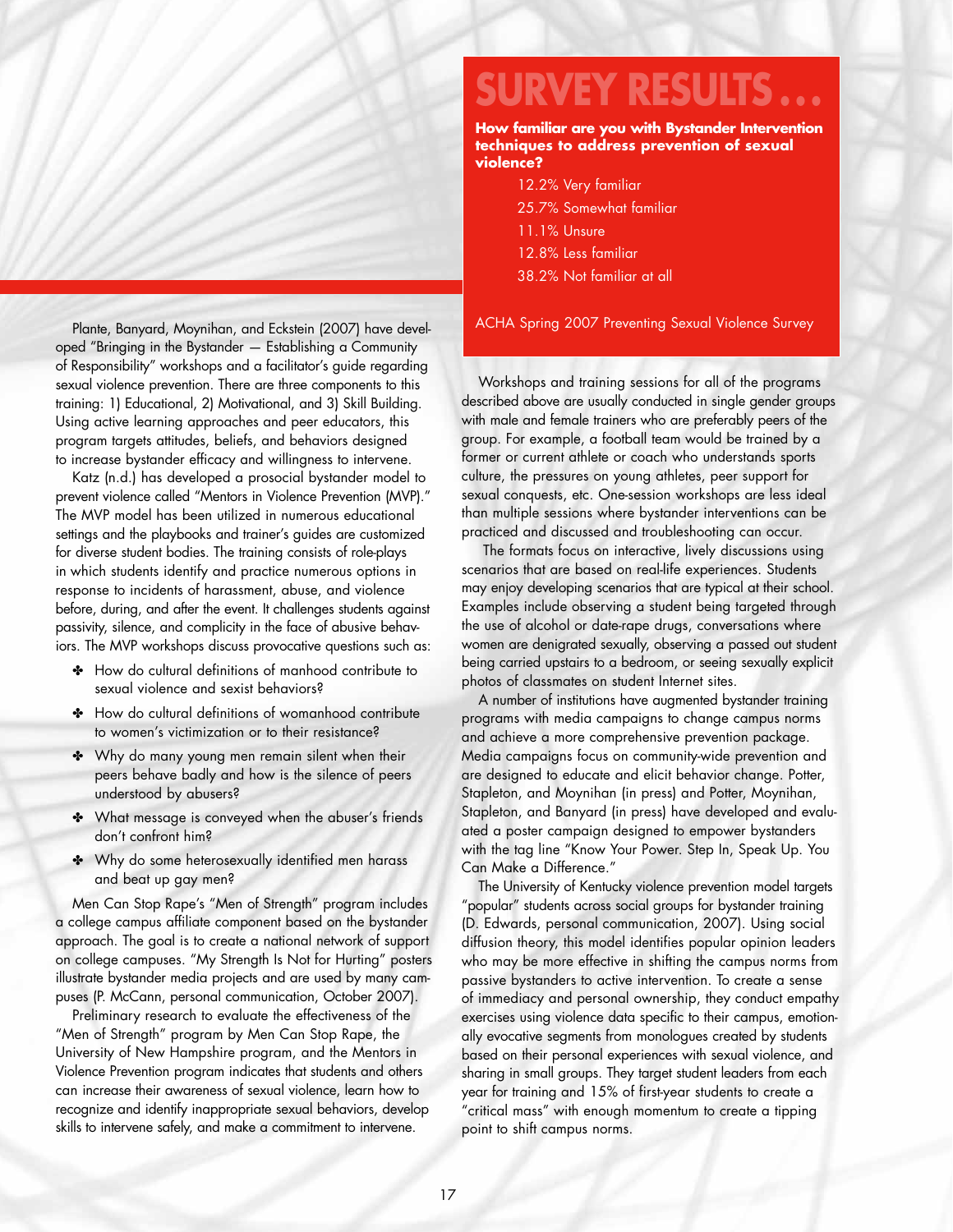Plante, Banyard, Moynihan, and Eckstein (2007) have developed "Bringing in the Bystander — Establishing a Community of Responsibility" workshops and a facilitator's guide regarding sexual violence prevention. There are three components to this training: 1) Educational, 2) Motivational, and 3) Skill Building. Using active learning approaches and peer educators, this program targets attitudes, beliefs, and behaviors designed to increase bystander efficacy and willingness to intervene.

Katz (n.d.) has developed a prosocial bystander model to prevent violence called "Mentors in Violence Prevention (MVP)." The MVP model has been utilized in numerous educational settings and the playbooks and trainer's guides are customized for diverse student bodies. The training consists of role-plays in which students identify and practice numerous options in response to incidents of harassment, abuse, and violence before, during, and after the event. It challenges students against passivity, silence, and complicity in the face of abusive behaviors. The MVP workshops discuss provocative questions such as:

- How do cultural definitions of manhood contribute to sexual violence and sexist behaviors?
- How do cultural definitions of womanhood contribute to women's victimization or to their resistance?
- Why do many young men remain silent when their peers behave badly and how is the silence of peers understood by abusers?
- What message is conveyed when the abuser's friends don't confront him?
- Why do some heterosexually identified men harass and beat up gay men?

Men Can Stop Rape's "Men of Strength" program includes a college campus affiliate component based on the bystander approach. The goal is to create a national network of support on college campuses. "My Strength Is Not for Hurting" posters illustrate bystander media projects and are used by many campuses (P. McCann, personal communication, October 2007).

Preliminary research to evaluate the effectiveness of the "Men of Strength" program by Men Can Stop Rape, the University of New Hampshire program, and the Mentors in Violence Prevention program indicates that students and others can increase their awareness of sexual violence, learn how to recognize and identify inappropriate sexual behaviors, develop skills to intervene safely, and make a commitment to intervene.

## SURVEY RESULTS…

**How familiar are you with Bystander Intervention techniques to address prevention of sexual violence?**

12.2% Very familiar
25.7% Somewhat familiar
11.1% Unsure
12.8% Less familiar
38.2% Not familiar at all

ACHA Spring 2007 Preventing Sexual Violence Survey

Workshops and training sessions for all of the programs described above are usually conducted in single gender groups with male and female trainers who are preferably peers of the group. For example, a football team would be trained by a former or current athlete or coach who understands sports culture, the pressures on young athletes, peer support for sexual conquests, etc. One-session workshops are less ideal than multiple sessions where bystander interventions can be practiced and discussed and troubleshooting can occur.

The formats focus on interactive, lively discussions using scenarios that are based on real-life experiences. Students may enjoy developing scenarios that are typical at their school. Examples include observing a student being targeted through the use of alcohol or date-rape drugs, conversations where women are denigrated sexually, observing a passed out student being carried upstairs to a bedroom, or seeing sexually explicit photos of classmates on student Internet sites.

A number of institutions have augmented bystander training programs with media campaigns to change campus norms and achieve a more comprehensive prevention package. Media campaigns focus on community-wide prevention and are designed to educate and elicit behavior change. Potter, Stapleton, and Moynihan (in press) and Potter, Moynihan, Stapleton, and Banyard (in press) have developed and evaluated a poster campaign designed to empower bystanders with the tag line "Know Your Power. Step In, Speak Up. You Can Make a Difference."

The University of Kentucky violence prevention model targets "popular" students across social groups for bystander training (D. Edwards, personal communication, 2007). Using social diffusion theory, this model identifies popular opinion leaders who may be more effective in shifting the campus norms from passive bystanders to active intervention. To create a sense of immediacy and personal ownership, they conduct empathy exercises using violence data specific to their campus, emotionally evocative segments from monologues created by students based on their personal experiences with sexual violence, and sharing in small groups. They target student leaders from each year for training and 15% of first-year students to create a "critical mass" with enough momentum to create a tipping point to shift campus norms.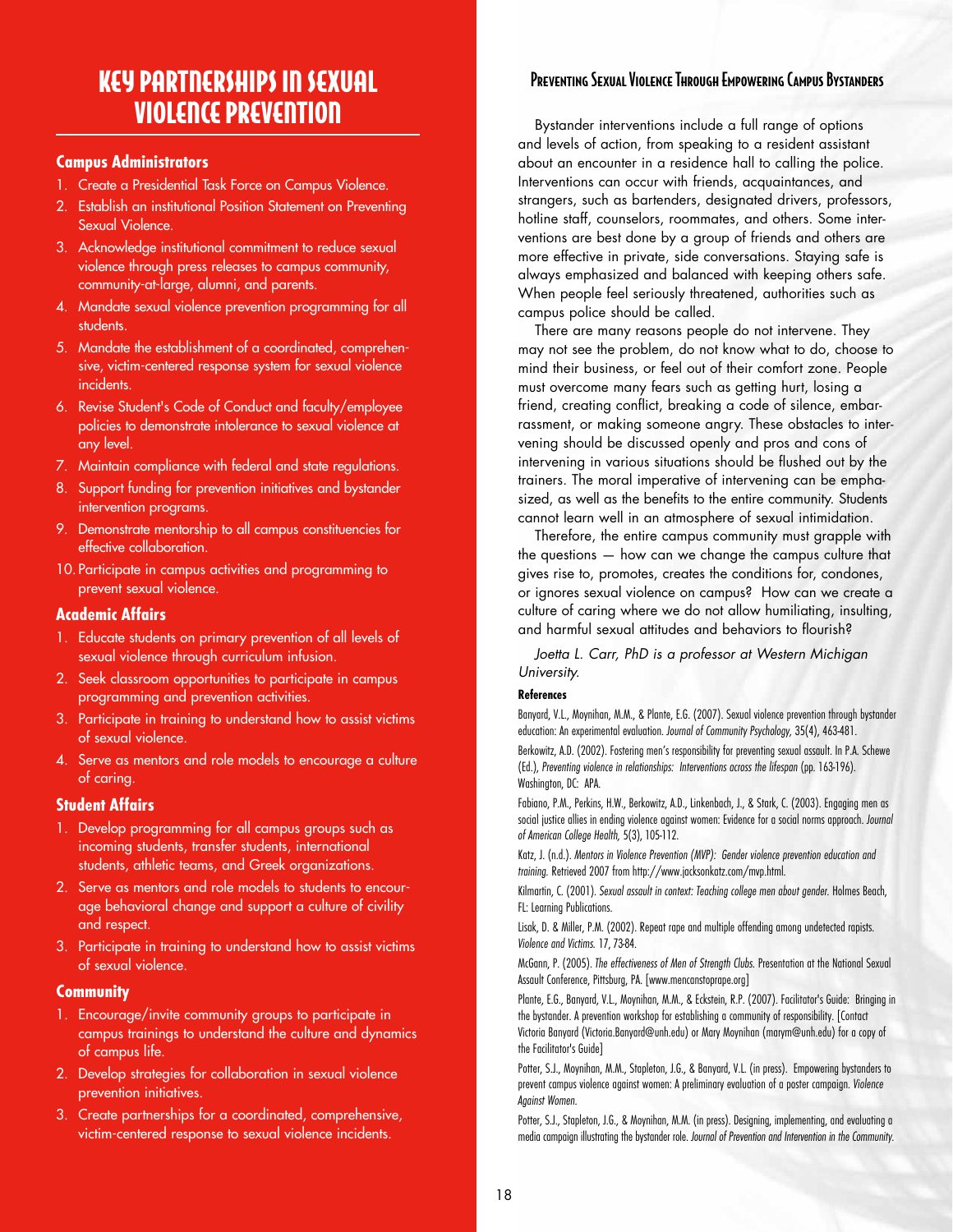# Key Partnerships in Sexual Violence Prevention

### Campus Administrators

1. Create a Presidential Task Force on Campus Violence.
2. Establish an institutional Position Statement on Preventing Sexual Violence.
3. Acknowledge institutional commitment to reduce sexual violence through press releases to campus community, community-at-large, alumni, and parents.
4. Mandate sexual violence prevention programming for all students.
5. Mandate the establishment of a coordinated, comprehensive, victim-centered response system for sexual violence incidents.
6. Revise Student's Code of Conduct and faculty/employee policies to demonstrate intolerance to sexual violence at any level.
7. Maintain compliance with federal and state regulations.
8. Support funding for prevention initiatives and bystander intervention programs.
9. Demonstrate mentorship to all campus constituencies for effective collaboration.
10. Participate in campus activities and programming to prevent sexual violence.

### Academic Affairs

1. Educate students on primary prevention of all levels of sexual violence through curriculum infusion.
2. Seek classroom opportunities to participate in campus programming and prevention activities.
3. Participate in training to understand how to assist victims of sexual violence.
4. Serve as mentors and role models to encourage a culture of caring.

### Student Affairs

1. Develop programming for all campus groups such as incoming students, transfer students, international students, athletic teams, and Greek organizations.
2. Serve as mentors and role models to students to encourage behavioral change and support a culture of civility and respect.
3. Participate in training to understand how to assist victims of sexual violence.

### Community

1. Encourage/invite community groups to participate in campus trainings to understand the culture and dynamics of campus life.
2. Develop strategies for collaboration in sexual violence prevention initiatives.
3. Create partnerships for a coordinated, comprehensive, victim-centered response to sexual violence incidents.

## Preventing Sexual Violence Through Empowering Campus Bystanders

Bystander interventions include a full range of options and levels of action, from speaking to a resident assistant about an encounter in a residence hall to calling the police. Interventions can occur with friends, acquaintances, and strangers, such as bartenders, designated drivers, professors, hotline staff, counselors, roommates, and others. Some interventions are best done by a group of friends and others are more effective in private, side conversations. Staying safe is always emphasized and balanced with keeping others safe. When people feel seriously threatened, authorities such as campus police should be called.

There are many reasons people do not intervene. They may not see the problem, do not know what to do, choose to mind their business, or feel out of their comfort zone. People must overcome many fears such as getting hurt, losing a friend, creating conflict, breaking a code of silence, embarrassment, or making someone angry. These obstacles to intervening should be discussed openly and pros and cons of intervening in various situations should be flushed out by the trainers. The moral imperative of intervening can be emphasized, as well as the benefits to the entire community. Students cannot learn well in an atmosphere of sexual intimidation.

Therefore, the entire campus community must grapple with the questions — how can we change the campus culture that gives rise to, promotes, creates the conditions for, condones, or ignores sexual violence on campus? How can we create a culture of caring where we do not allow humiliating, insulting, and harmful sexual attitudes and behaviors to flourish?

*Joetta L. Carr, PhD is a professor at Western Michigan University.*

#### References

Banyard, V.L., Moynihan, M.M., & Plante, E.G. (2007). Sexual violence prevention through bystander education: An experimental evaluation. *Journal of Community Psychology*, 35(4), 463-481.

Berkowitz, A.D. (2002). Fostering men's responsibility for preventing sexual assault. In P.A. Schewe (Ed.), *Preventing violence in relationships: Interventions across the lifespan* (pp. 163-196). Washington, DC: APA.

Fabiano, P.M., Perkins, H.W., Berkowitz, A.D., Linkenbach, J., & Stark, C. (2003). Engaging men as social justice allies in ending violence against women: Evidence for a social norms approach. *Journal of American College Health,* 5(3), 105-112.

Katz, J. (n.d.). *Mentors in Violence Prevention (MVP): Gender violence prevention education and training.* Retrieved 2007 from http://www.jacksonkatz.com/mvp.html.

Kilmartin, C. (2001). *Sexual assault in context: Teaching college men about gender.* Holmes Beach, FL: Learning Publications.

Lisak, D. & Miller, P.M. (2002). Repeat rape and multiple offending among undetected rapists. *Violence and Victims.* 17, 73-84.

McGann, P. (2005). *The effectiveness of Men of Strength Clubs.* Presentation at the National Sexual Assault Conference, Pittsburg, PA. [www.mencanstoprape.org]

Plante, E.G., Banyard, V.L., Moynihan, M.M., & Eckstein, R.P. (2007). Facilitator's Guide: Bringing in the bystander. A prevention workshop for establishing a community of responsibility. [Contact Victoria Banyard (Victoria.Banyard@unh.edu) or Mary Moynihan (marym@unh.edu) for a copy of the Facilitator's Guide]

Potter, S.J., Moynihan, M.M., Stapleton, J.G., & Banyard, V.L. (in press). Empowering bystanders to prevent campus violence against women: A preliminary evaluation of a poster campaign. *Violence Against Women.*

Potter, S.J., Stapleton, J.G., & Moynihan, M.M. (in press). Designing, implementing, and evaluating a media campaign illustrating the bystander role. *Journal of Prevention and Intervention in the Community.*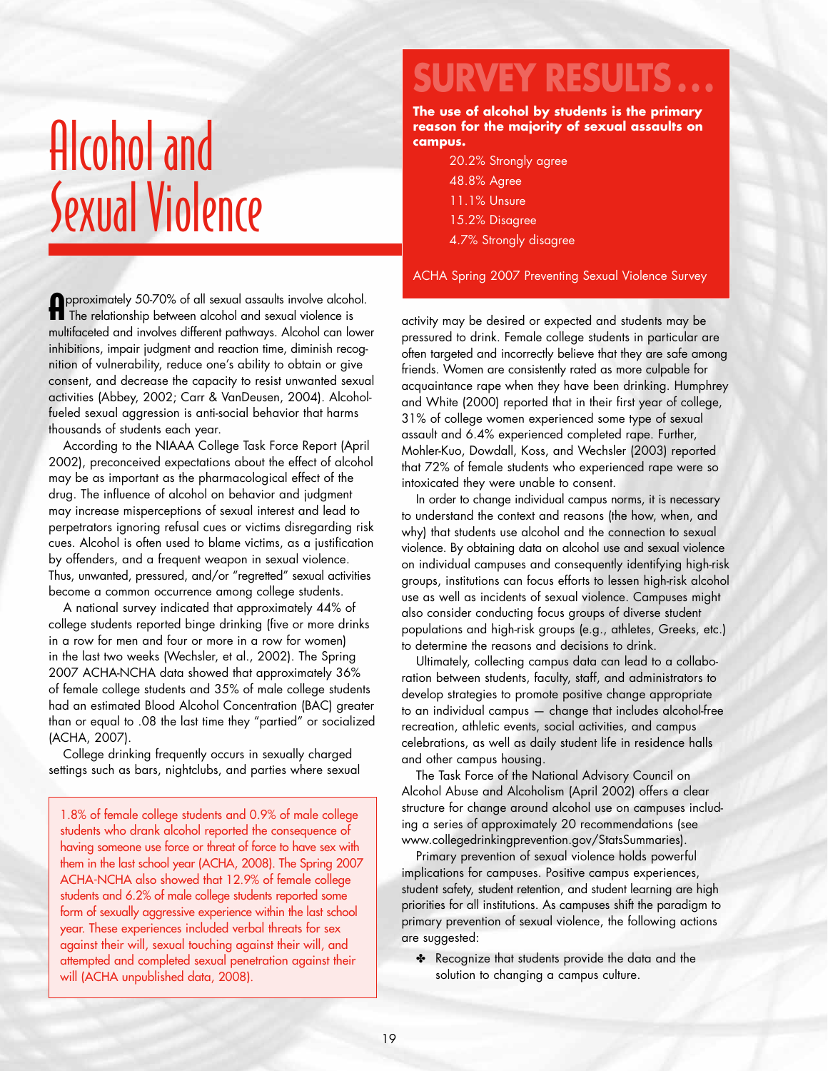# Alcohol and Sexual Violence

Approximately 50-70% of all sexual assaults involve alcohol. The relationship between alcohol and sexual violence is multifaceted and involves different pathways. Alcohol can lower inhibitions, impair judgment and reaction time, diminish recognition of vulnerability, reduce one's ability to obtain or give consent, and decrease the capacity to resist unwanted sexual activities (Abbey, 2002; Carr & VanDeusen, 2004). Alcohol-fueled sexual aggression is anti-social behavior that harms thousands of students each year.

According to the NIAAA College Task Force Report (April 2002), preconceived expectations about the effect of alcohol may be as important as the pharmacological effect of the drug. The influence of alcohol on behavior and judgment may increase misperceptions of sexual interest and lead to perpetrators ignoring refusal cues or victims disregarding risk cues. Alcohol is often used to blame victims, as a justification by offenders, and a frequent weapon in sexual violence. Thus, unwanted, pressured, and/or "regretted" sexual activities become a common occurrence among college students.

A national survey indicated that approximately 44% of college students reported binge drinking (five or more drinks in a row for men and four or more in a row for women) in the last two weeks (Wechsler, et al., 2002). The Spring 2007 ACHA-NCHA data showed that approximately 36% of female college students and 35% of male college students had an estimated Blood Alcohol Concentration (BAC) greater than or equal to .08 the last time they "partied" or socialized (ACHA, 2007).

College drinking frequently occurs in sexually charged settings such as bars, nightclubs, and parties where sexual activity may be desired or expected and students may be pressured to drink. Female college students in particular are often targeted and incorrectly believe that they are safe among friends. Women are consistently rated as more culpable for acquaintance rape when they have been drinking. Humphrey and White (2000) reported that in their first year of college, 31% of college women experienced some type of sexual assault and 6.4% experienced completed rape. Further, Mohler-Kuo, Dowdall, Koss, and Wechsler (2003) reported that 72% of female students who experienced rape were so intoxicated they were unable to consent.

> 1.8% of female college students and 0.9% of male college students who drank alcohol reported the consequence of having someone use force or threat of force to have sex with them in the last school year (ACHA, 2008). The Spring 2007 ACHA-NCHA also showed that 12.9% of female college students and 6.2% of male college students reported some form of sexually aggressive experience within the last school year. These experiences included verbal threats for sex against their will, sexual touching against their will, and attempted and completed sexual penetration against their will (ACHA unpublished data, 2008).

> ## SURVEY RESULTS…
>
> **The use of alcohol by students is the primary reason for the majority of sexual assaults on campus.**
>
> 20.2% Strongly agree
> 48.8% Agree
> 11.1% Unsure
> 15.2% Disagree
> 4.7% Strongly disagree
>
> ACHA Spring 2007 Preventing Sexual Violence Survey

In order to change individual campus norms, it is necessary to understand the context and reasons (the how, when, and why) that students use alcohol and the connection to sexual violence. By obtaining data on alcohol use and sexual violence on individual campuses and consequently identifying high-risk groups, institutions can focus efforts to lessen high-risk alcohol use as well as incidents of sexual violence. Campuses might also consider conducting focus groups of diverse student populations and high-risk groups (e.g., athletes, Greeks, etc.) to determine the reasons and decisions to drink.

Ultimately, collecting campus data can lead to a collaboration between students, faculty, staff, and administrators to develop strategies to promote positive change appropriate to an individual campus — change that includes alcohol-free recreation, athletic events, social activities, and campus celebrations, as well as daily student life in residence halls and other campus housing.

The Task Force of the National Advisory Council on Alcohol Abuse and Alcoholism (April 2002) offers a clear structure for change around alcohol use on campuses including a series of approximately 20 recommendations (see www.collegedrinkingprevention.gov/StatsSummaries).

Primary prevention of sexual violence holds powerful implications for campuses. Positive campus experiences, student safety, student retention, and student learning are high priorities for all institutions. As campuses shift the paradigm to primary prevention of sexual violence, the following actions are suggested:

- Recognize that students provide the data and the solution to changing a campus culture.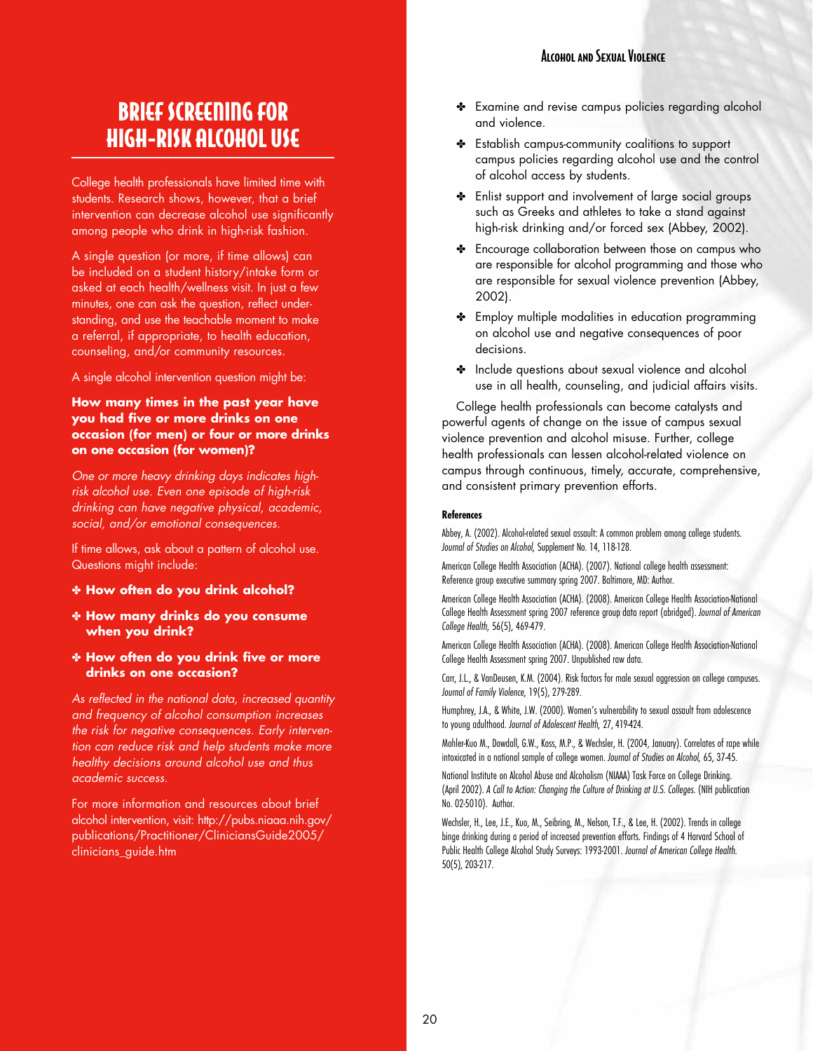## Brief Screening for High-Risk Alcohol Use

College health professionals have limited time with students. Research shows, however, that a brief intervention can decrease alcohol use significantly among people who drink in high-risk fashion.

A single question (or more, if time allows) can be included on a student history/intake form or asked at each health/wellness visit. In just a few minutes, one can ask the question, reflect understanding, and use the teachable moment to make a referral, if appropriate, to health education, counseling, and/or community resources.

A single alcohol intervention question might be:

**How many times in the past year have you had five or more drinks on one occasion (for men) or four or more drinks on one occasion (for women)?**

*One or more heavy drinking days indicates high-risk alcohol use. Even one episode of high-risk drinking can have negative physical, academic, social, and/or emotional consequences.*

If time allows, ask about a pattern of alcohol use. Questions might include:

- **How often do you drink alcohol?**
- **How many drinks do you consume when you drink?**
- **How often do you drink five or more drinks on one occasion?**

*As reflected in the national data, increased quantity and frequency of alcohol consumption increases the risk for negative consequences. Early intervention can reduce risk and help students make more healthy decisions around alcohol use and thus academic success.*

For more information and resources about brief alcohol intervention, visit: http://pubs.niaaa.nih.gov/publications/Practitioner/CliniciansGuide2005/clinicians_guide.htm

- Examine and revise campus policies regarding alcohol and violence.
- Establish campus-community coalitions to support campus policies regarding alcohol use and the control of alcohol access by students.
- Enlist support and involvement of large social groups such as Greeks and athletes to take a stand against high-risk drinking and/or forced sex (Abbey, 2002).
- Encourage collaboration between those on campus who are responsible for alcohol programming and those who are responsible for sexual violence prevention (Abbey, 2002).
- Employ multiple modalities in education programming on alcohol use and negative consequences of poor decisions.
- Include questions about sexual violence and alcohol use in all health, counseling, and judicial affairs visits.

College health professionals can become catalysts and powerful agents of change on the issue of campus sexual violence prevention and alcohol misuse. Further, college health professionals can lessen alcohol-related violence on campus through continuous, timely, accurate, comprehensive, and consistent primary prevention efforts.

#### References

Abbey, A. (2002). Alcohol-related sexual assault: A common problem among college students. *Journal of Studies on Alcohol,* Supplement No. 14, 118-128.

American College Health Association (ACHA). (2007). National college health assessment: Reference group executive summary spring 2007. Baltimore, MD: Author.

American College Health Association (ACHA). (2008). American College Health Association-National College Health Assessment spring 2007 reference group data report (abridged). *Journal of American College Health,* 56(5), 469-479.

American College Health Association (ACHA). (2008). American College Health Association-National College Health Assessment spring 2007. Unpublished raw data.

Carr, J.L., & VanDeusen, K.M. (2004). Risk factors for male sexual aggression on college campuses. *Journal of Family Violence,* 19(5), 279-289.

Humphrey, J.A., & White, J.W. (2000). Women's vulnerability to sexual assault from adolescence to young adulthood. *Journal of Adolescent Health,* 27, 419-424.

Mohler-Kuo M., Dowdall, G.W., Koss, M.P., & Wechsler, H. (2004, January). Correlates of rape while intoxicated in a national sample of college women. *Journal of Studies on Alcohol,* 65, 37-45.

National Institute on Alcohol Abuse and Alcoholism (NIAAA) Task Force on College Drinking. (April 2002). *A Call to Action: Changing the Culture of Drinking at U.S. Colleges.* (NIH publication No. 02-5010). Author.

Wechsler, H., Lee, J.E., Kuo, M., Seibring, M., Nelson, T.F., & Lee, H. (2002). Trends in college binge drinking during a period of increased prevention efforts. Findings of 4 Harvard School of Public Health College Alcohol Study Surveys: 1993-2001. *Journal of American College Health.* 50(5), 203-217.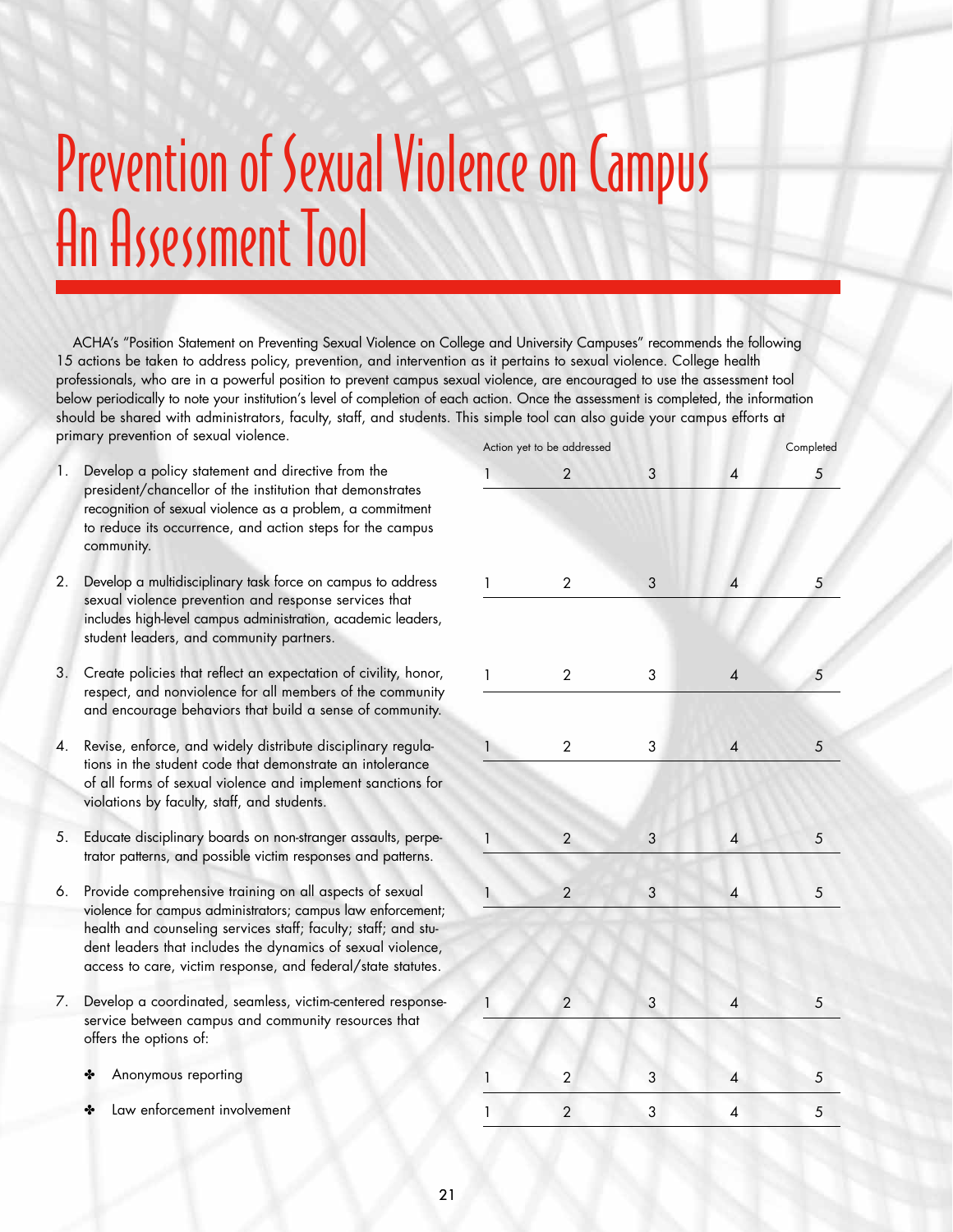# Prevention of Sexual Violence on Campus
# An Assessment Tool

ACHA's "Position Statement on Preventing Sexual Violence on College and University Campuses" recommends the following 15 actions be taken to address policy, prevention, and intervention as it pertains to sexual violence. College health professionals, who are in a powerful position to prevent campus sexual violence, are encouraged to use the assessment tool below periodically to note your institution's level of completion of each action. Once the assessment is completed, the information should be shared with administrators, faculty, staff, and students. This simple tool can also guide your campus efforts at primary prevention of sexual violence.

| Action | Action yet to be addressed | | | | Completed |
|---|---|---|---|---|---|
| 1. Develop a policy statement and directive from the president/chancellor of the institution that demonstrates recognition of sexual violence as a problem, a commitment to reduce its occurrence, and action steps for the campus community. | 1 | 2 | 3 | 4 | 5 |
| 2. Develop a multidisciplinary task force on campus to address sexual violence prevention and response services that includes high-level campus administration, academic leaders, student leaders, and community partners. | 1 | 2 | 3 | 4 | 5 |
| 3. Create policies that reflect an expectation of civility, honor, respect, and nonviolence for all members of the community and encourage behaviors that build a sense of community. | 1 | 2 | 3 | 4 | 5 |
| 4. Revise, enforce, and widely distribute disciplinary regulations in the student code that demonstrate an intolerance of all forms of sexual violence and implement sanctions for violations by faculty, staff, and students. | 1 | 2 | 3 | 4 | 5 |
| 5. Educate disciplinary boards on non-stranger assaults, perpetrator patterns, and possible victim responses and patterns. | 1 | 2 | 3 | 4 | 5 |
| 6. Provide comprehensive training on all aspects of sexual violence for campus administrators; campus law enforcement; health and counseling services staff; faculty; staff; and student leaders that includes the dynamics of sexual violence, access to care, victim response, and federal/state statutes. | 1 | 2 | 3 | 4 | 5 |
| 7. Develop a coordinated, seamless, victim-centered response-service between campus and community resources that offers the options of: | 1 | 2 | 3 | 4 | 5 |
| ✤ Anonymous reporting | 1 | 2 | 3 | 4 | 5 |
| ✤ Law enforcement involvement | 1 | 2 | 3 | 4 | 5 |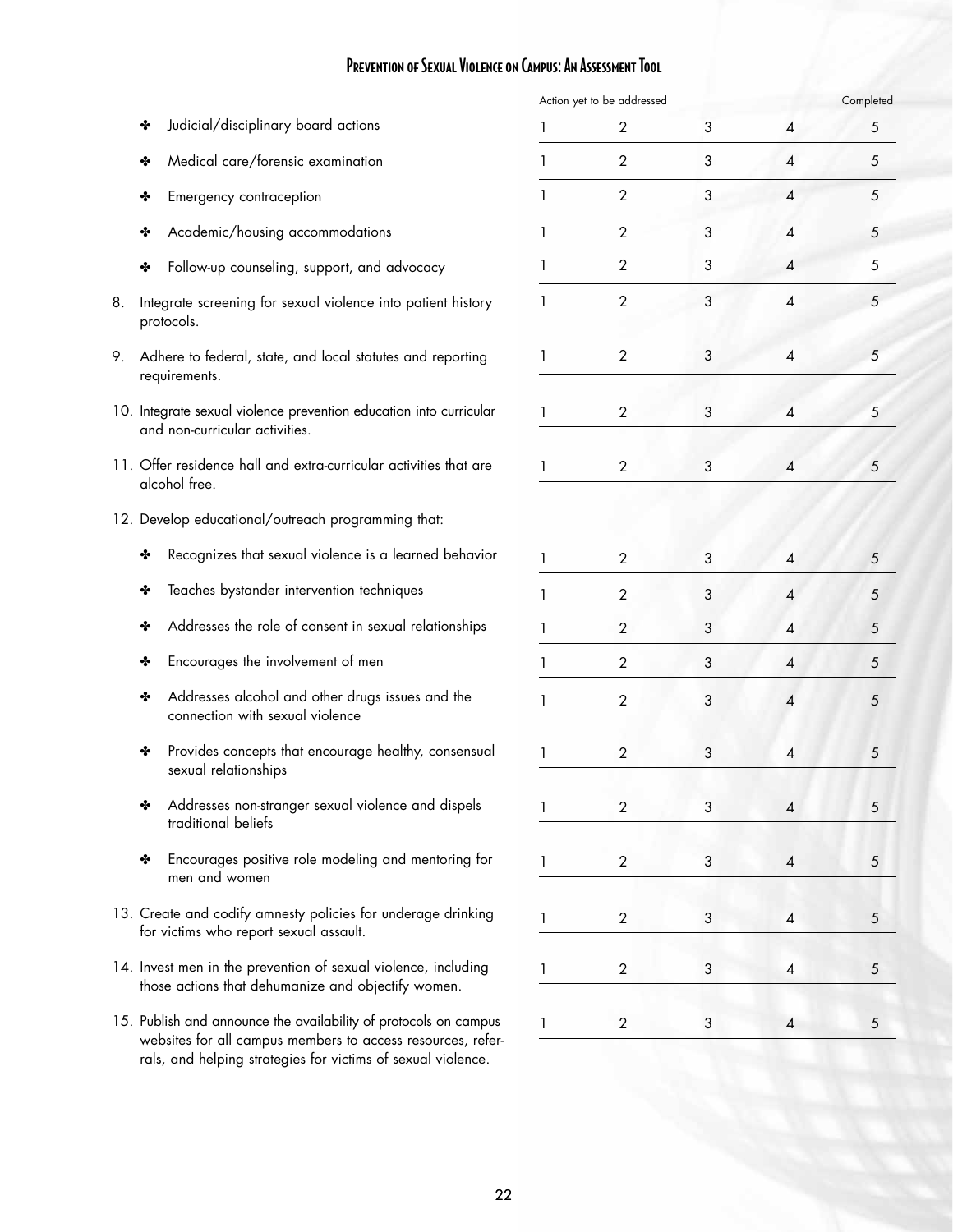| | Action yet to be addressed | | | | Completed |
|---|---|---|---|---|---|
| ✤ Judicial/disciplinary board actions | 1 | 2 | 3 | 4 | 5 |
| ✤ Medical care/forensic examination | 1 | 2 | 3 | 4 | 5 |
| ✤ Emergency contraception | 1 | 2 | 3 | 4 | 5 |
| ✤ Academic/housing accommodations | 1 | 2 | 3 | 4 | 5 |
| ✤ Follow-up counseling, support, and advocacy | 1 | 2 | 3 | 4 | 5 |
| 8. Integrate screening for sexual violence into patient history protocols. | 1 | 2 | 3 | 4 | 5 |
| 9. Adhere to federal, state, and local statutes and reporting requirements. | 1 | 2 | 3 | 4 | 5 |
| 10. Integrate sexual violence prevention education into curricular and non-curricular activities. | 1 | 2 | 3 | 4 | 5 |
| 11. Offer residence hall and extra-curricular activities that are alcohol free. | 1 | 2 | 3 | 4 | 5 |
| 12. Develop educational/outreach programming that: | | | | | |
| ✤ Recognizes that sexual violence is a learned behavior | 1 | 2 | 3 | 4 | 5 |
| ✤ Teaches bystander intervention techniques | 1 | 2 | 3 | 4 | 5 |
| ✤ Addresses the role of consent in sexual relationships | 1 | 2 | 3 | 4 | 5 |
| ✤ Encourages the involvement of men | 1 | 2 | 3 | 4 | 5 |
| ✤ Addresses alcohol and other drugs issues and the connection with sexual violence | 1 | 2 | 3 | 4 | 5 |
| ✤ Provides concepts that encourage healthy, consensual sexual relationships | 1 | 2 | 3 | 4 | 5 |
| ✤ Addresses non-stranger sexual violence and dispels traditional beliefs | 1 | 2 | 3 | 4 | 5 |
| ✤ Encourages positive role modeling and mentoring for men and women | 1 | 2 | 3 | 4 | 5 |
| 13. Create and codify amnesty policies for underage drinking for victims who report sexual assault. | 1 | 2 | 3 | 4 | 5 |
| 14. Invest men in the prevention of sexual violence, including those actions that dehumanize and objectify women. | 1 | 2 | 3 | 4 | 5 |
| 15. Publish and announce the availability of protocols on campus websites for all campus members to access resources, referrals, and helping strategies for victims of sexual violence. | 1 | 2 | 3 | 4 | 5 |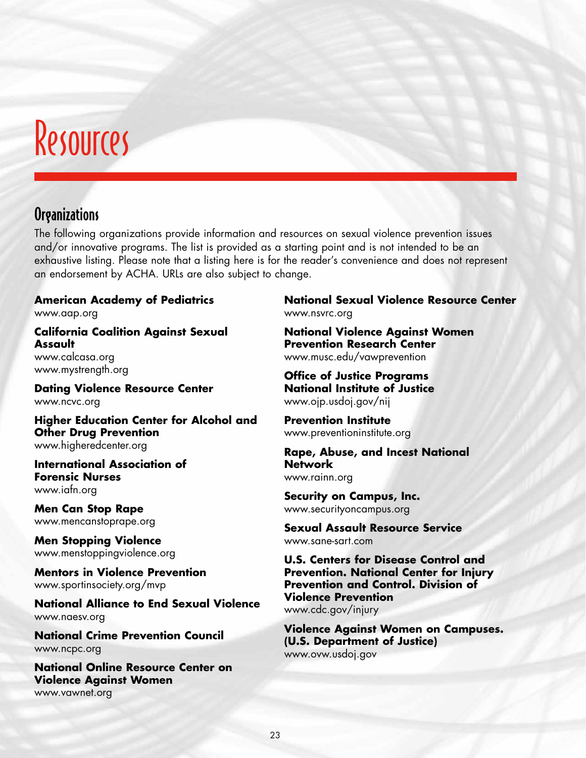# Resources

## Organizations

The following organizations provide information and resources on sexual violence prevention issues and/or innovative programs. The list is provided as a starting point and is not intended to be an exhaustive listing. Please note that a listing here is for the reader's convenience and does not represent an endorsement by ACHA. URLs are also subject to change.

**American Academy of Pediatrics**
www.aap.org

**California Coalition Against Sexual Assault**
www.calcasa.org
www.mystrength.org

**Dating Violence Resource Center**
www.ncvc.org

**Higher Education Center for Alcohol and Other Drug Prevention**
www.higheredcenter.org

**International Association of Forensic Nurses**
www.iafn.org

**Men Can Stop Rape**
www.mencanstoprape.org

**Men Stopping Violence**
www.menstoppingviolence.org

**Mentors in Violence Prevention**
www.sportinsociety.org/mvp

**National Alliance to End Sexual Violence**
www.naesv.org

**National Crime Prevention Council**
www.ncpc.org

**National Online Resource Center on Violence Against Women**
www.vawnet.org

**National Sexual Violence Resource Center**
www.nsvrc.org

**National Violence Against Women Prevention Research Center**
www.musc.edu/vawprevention

**Office of Justice Programs National Institute of Justice**
www.ojp.usdoj.gov/nij

**Prevention Institute**
www.preventioninstitute.org

**Rape, Abuse, and Incest National Network**
www.rainn.org

**Security on Campus, Inc.**
www.securityoncampus.org

**Sexual Assault Resource Service**
www.sane-sart.com

**U.S. Centers for Disease Control and Prevention. National Center for Injury Prevention and Control. Division of Violence Prevention**
www.cdc.gov/injury

**Violence Against Women on Campuses. (U.S. Department of Justice)**
www.ovw.usdoj.gov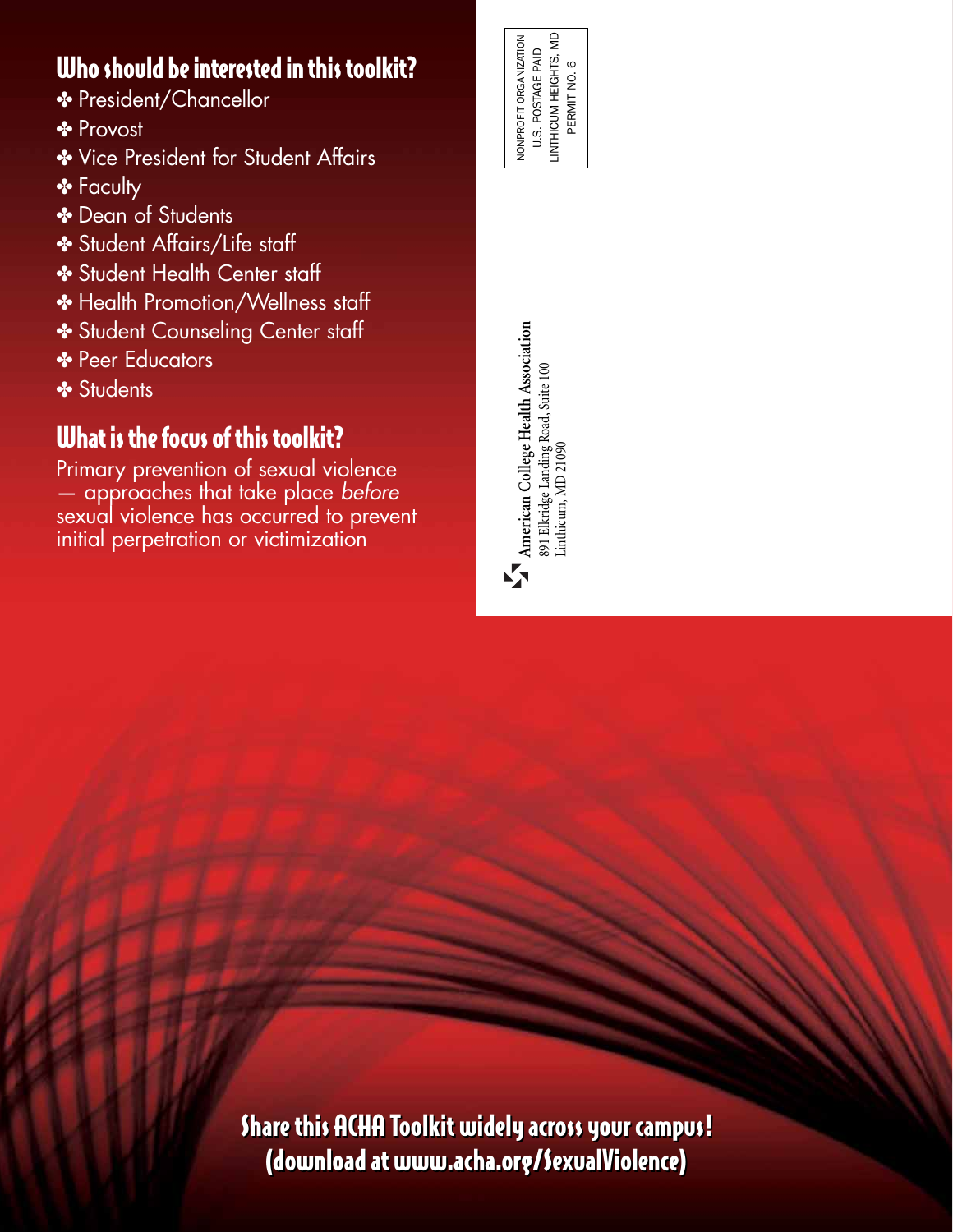## Who should be interested in this toolkit?

- ✤ President/Chancellor
- ✤ Provost
- ✤ Vice President for Student Affairs
- ✤ Faculty
- ✤ Dean of Students
- ✤ Student Affairs/Life staff
- ✤ Student Health Center staff
- ✤ Health Promotion/Wellness staff
- ✤ Student Counseling Center staff
- ✤ Peer Educators
- ✤ Students

## What is the focus of this toolkit?

Primary prevention of sexual violence — approaches that take place *before* sexual violence has occurred to prevent initial perpetration or victimization

NONPROFIT ORGANIZATION
U.S. POSTAGE PAID
LINTHICUM HEIGHTS, MD
PERMIT NO. 6

**American College Health Association**
891 Elkridge Landing Road, Suite 100
Linthicum, MD 21090

**Share this ACHA Toolkit widely across your campus!**
**(download at www.acha.org/SexualViolence)**